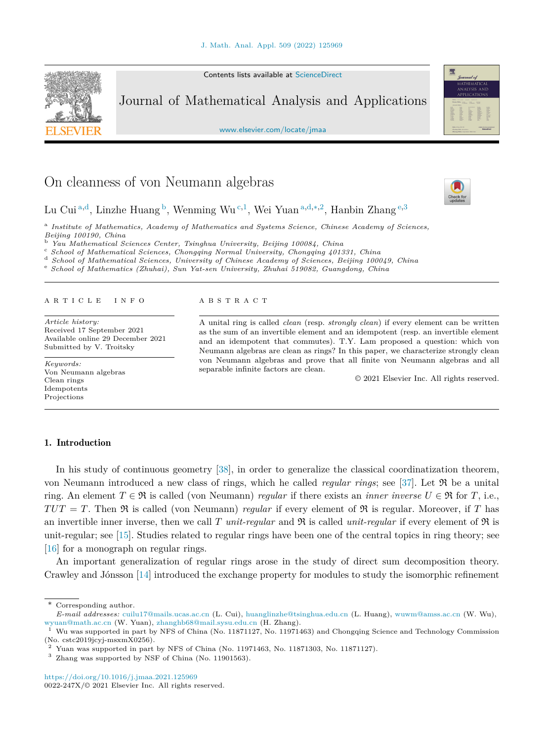# On cleanness of von Neumann algebras

Lu Cui [a,d], Linzhe Huang [b], Wenming Wu [c,1], Wei Yuan [a,d,*,2], Hanbin Zhang [e,3]

[a] *Institute of Mathematics, Academy of Mathematics and Systems Science, Chinese Academy of Sciences, Beijing 100190, China*
[b] *Yau Mathematical Sciences Center, Tsinghua University, Beijing 100084, China*
[c] *School of Mathematical Sciences, Chongqing Normal University, Chongqing 401331, China*
[d] *School of Mathematical Sciences, University of Chinese Academy of Sciences, Beijing 100049, China*
[e] *School of Mathematics (Zhuhai), Sun Yat-sen University, Zhuhai 519082, Guangdong, China*

ARTICLE INFO

*Article history:*
Received 17 September 2021
Available online 29 December 2021
Submitted by V. Troitsky

*Keywords:*
Von Neumann algebras
Clean rings
Idempotents
Projections

ABSTRACT

A unital ring is called *clean* (resp. *strongly clean*) if every element can be written as the sum of an invertible element and an idempotent (resp. an invertible element and an idempotent that commutes). T.Y. Lam proposed a question: which von Neumann algebras are clean as rings? In this paper, we characterize strongly clean von Neumann algebras and prove that all finite von Neumann algebras and all separable infinite factors are clean.

© 2021 Elsevier Inc. All rights reserved.

## 1. Introduction

In his study of continuous geometry [38], in order to generalize the classical coordinatization theorem, von Neumann introduced a new class of rings, which he called *regular rings*; see [37]. Let $\mathfrak{R}$ be a unital ring. An element $T \in \mathfrak{R}$ is called (von Neumann) *regular* if there exists an *inner inverse* $U \in \mathfrak{R}$ for $T$, i.e., $TUT = T$. Then $\mathfrak{R}$ is called (von Neumann) *regular* if every element of $\mathfrak{R}$ is regular. Moreover, if $T$ has an invertible inner inverse, then we call $T$ *unit-regular* and $\mathfrak{R}$ is called *unit-regular* if every element of $\mathfrak{R}$ is unit-regular; see [15]. Studies related to regular rings have been one of the central topics in ring theory; see [16] for a monograph on regular rings.

An important generalization of regular rings arose in the study of direct sum decomposition theory. Crawley and Jónsson [14] introduced the exchange property for modules to study the isomorphic refinement

---

* Corresponding author.
*E-mail addresses:* cuilu17@mails.ucas.ac.cn (L. Cui), huanglinzhe@tsinghua.edu.cn (L. Huang), wuwm@amss.ac.cn (W. Wu), wyuan@math.ac.cn (W. Yuan), zhanghb68@mail.sysu.edu.cn (H. Zhang).
[1] Wu was supported in part by NFS of China (No. 11871127, No. 11971463) and Chongqing Science and Technology Commission (No. cstc2019jcyj-msxmX0256).
[2] Yuan was supported in part by NFS of China (No. 11971463, No. 11871303, No. 11871127).
[3] Zhang was supported by NSF of China (No. 11901563).

https://doi.org/10.1016/j.jmaa.2021.125969
0022-247X/© 2021 Elsevier Inc. All rights reserved.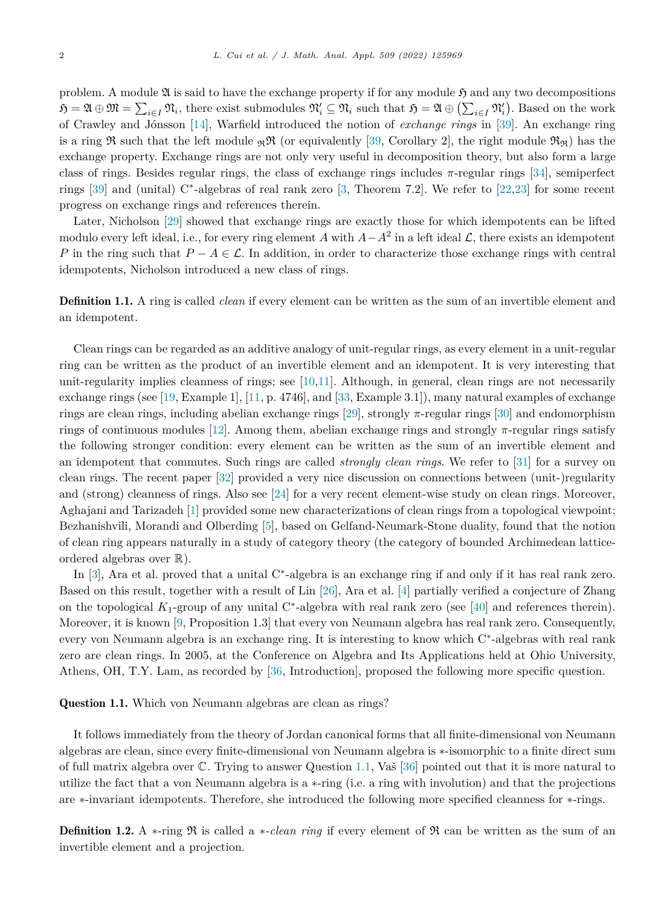problem. A module $\mathfrak{A}$ is said to have the exchange property if for any module $\mathfrak{H}$ and any two decompositions $\mathfrak{H} = \mathfrak{A} \oplus \mathfrak{M} = \sum_{i\in I} \mathfrak{N}_i$, there exist submodules $\mathfrak{N}_i' \subseteq \mathfrak{N}_i$ such that $\mathfrak{H} = \mathfrak{A} \oplus \left(\sum_{i\in I} \mathfrak{N}_i'\right)$. Based on the work of Crawley and Jónsson [14], Warfield introduced the notion of *exchange rings* in [39]. An exchange ring is a ring $\mathfrak{R}$ such that the left module ${}_{\mathfrak{R}}\mathfrak{R}$ (or equivalently [39, Corollary 2], the right module $\mathfrak{R}_{\mathfrak{R}}$) has the exchange property. Exchange rings are not only very useful in decomposition theory, but also form a large class of rings. Besides regular rings, the class of exchange rings includes $\pi$-regular rings [34], semiperfect rings [39] and (unital) C$^*$-algebras of real rank zero [3, Theorem 7.2]. We refer to [22,23] for some recent progress on exchange rings and references therein.

Later, Nicholson [29] showed that exchange rings are exactly those for which idempotents can be lifted modulo every left ideal, i.e., for every ring element $A$ with $A - A^2$ in a left ideal $\mathcal{L}$, there exists an idempotent $P$ in the ring such that $P - A \in \mathcal{L}$. In addition, in order to characterize those exchange rings with central idempotents, Nicholson introduced a new class of rings.

**Definition 1.1.** A ring is called *clean* if every element can be written as the sum of an invertible element and an idempotent.

Clean rings can be regarded as an additive analogy of unit-regular rings, as every element in a unit-regular ring can be written as the product of an invertible element and an idempotent. It is very interesting that unit-regularity implies cleanness of rings; see [10,11]. Although, in general, clean rings are not necessarily exchange rings (see [19, Example 1], [11, p. 4746], and [33, Example 3.1]), many natural examples of exchange rings are clean rings, including abelian exchange rings [29], strongly $\pi$-regular rings [30] and endomorphism rings of continuous modules [12]. Among them, abelian exchange rings and strongly $\pi$-regular rings satisfy the following stronger condition: every element can be written as the sum of an invertible element and an idempotent that commutes. Such rings are called *strongly clean rings*. We refer to [31] for a survey on clean rings. The recent paper [32] provided a very nice discussion on connections between (unit-)regularity and (strong) cleanness of rings. Also see [24] for a very recent element-wise study on clean rings. Moreover, Aghajani and Tarizadeh [1] provided some new characterizations of clean rings from a topological viewpoint; Bezhanishvili, Morandi and Olberding [5], based on Gelfand-Neumark-Stone duality, found that the notion of clean ring appears naturally in a study of category theory (the category of bounded Archimedean lattice-ordered algebras over $\mathbb{R}$).

In [3], Ara et al. proved that a unital C$^*$-algebra is an exchange ring if and only if it has real rank zero. Based on this result, together with a result of Lin [26], Ara et al. [4] partially verified a conjecture of Zhang on the topological $K_1$-group of any unital C$^*$-algebra with real rank zero (see [40] and references therein). Moreover, it is known [9, Proposition 1.3] that every von Neumann algebra has real rank zero. Consequently, every von Neumann algebra is an exchange ring. It is interesting to know which C$^*$-algebras with real rank zero are clean rings. In 2005, at the Conference on Algebra and Its Applications held at Ohio University, Athens, OH, T.Y. Lam, as recorded by [36, Introduction], proposed the following more specific question.

**Question 1.1.** Which von Neumann algebras are clean as rings?

It follows immediately from the theory of Jordan canonical forms that all finite-dimensional von Neumann algebras are clean, since every finite-dimensional von Neumann algebra is $*$-isomorphic to a finite direct sum of full matrix algebra over $\mathbb{C}$. Trying to answer Question 1.1, Vaš [36] pointed out that it is more natural to utilize the fact that a von Neumann algebra is a $*$-ring (i.e. a ring with involution) and that the projections are $*$-invariant idempotents. Therefore, she introduced the following more specified cleanness for $*$-rings.

**Definition 1.2.** A $*$-ring $\mathfrak{R}$ is called a *$*$-clean ring* if every element of $\mathfrak{R}$ can be written as the sum of an invertible element and a projection.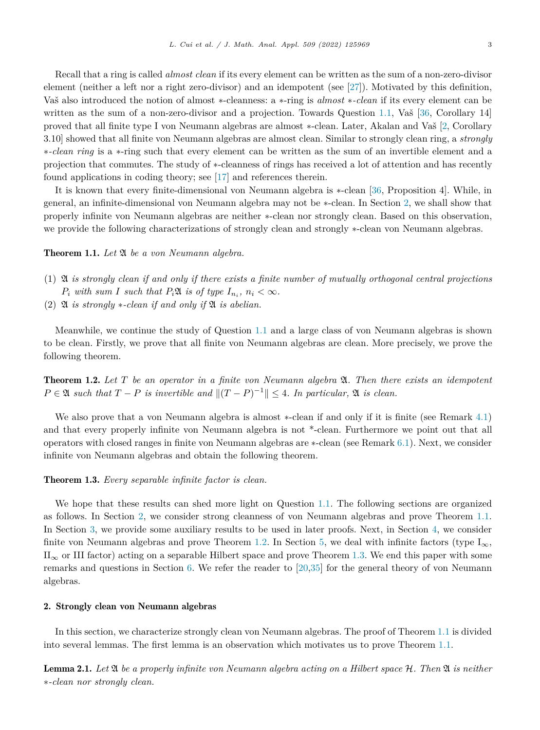Recall that a ring is called *almost clean* if its every element can be written as the sum of a non-zero-divisor element (neither a left nor a right zero-divisor) and an idempotent (see [27]). Motivated by this definition, Vaš also introduced the notion of almost ∗-cleanness: a ∗-ring is *almost ∗-clean* if its every element can be written as the sum of a non-zero-divisor and a projection. Towards Question 1.1, Vaš [36, Corollary 14] proved that all finite type I von Neumann algebras are almost ∗-clean. Later, Akalan and Vaš [2, Corollary 3.10] showed that all finite von Neumann algebras are almost clean. Similar to strongly clean ring, a *strongly ∗-clean ring* is a ∗-ring such that every element can be written as the sum of an invertible element and a projection that commutes. The study of ∗-cleanness of rings has received a lot of attention and has recently found applications in coding theory; see [17] and references therein.

It is known that every finite-dimensional von Neumann algebra is ∗-clean [36, Proposition 4]. While, in general, an infinite-dimensional von Neumann algebra may not be ∗-clean. In Section 2, we shall show that properly infinite von Neumann algebras are neither ∗-clean nor strongly clean. Based on this observation, we provide the following characterizations of strongly clean and strongly ∗-clean von Neumann algebras.

**Theorem 1.1.** *Let $\mathfrak{A}$ be a von Neumann algebra.*

1. *$\mathfrak{A}$ is strongly clean if and only if there exists a finite number of mutually orthogonal central projections $P_i$ with sum $I$ such that $P_i\mathfrak{A}$ is of type $\mathrm{I}_{n_i}$, $n_i < \infty$.*
2. *$\mathfrak{A}$ is strongly ∗-clean if and only if $\mathfrak{A}$ is abelian.*

Meanwhile, we continue the study of Question 1.1 and a large class of von Neumann algebras is shown to be clean. Firstly, we prove that all finite von Neumann algebras are clean. More precisely, we prove the following theorem.

**Theorem 1.2.** *Let $T$ be an operator in a finite von Neumann algebra $\mathfrak{A}$. Then there exists an idempotent $P \in \mathfrak{A}$ such that $T - P$ is invertible and $\|(T - P)^{-1}\| \leq 4$. In particular, $\mathfrak{A}$ is clean.*

We also prove that a von Neumann algebra is almost ∗-clean if and only if it is finite (see Remark 4.1) and that every properly infinite von Neumann algebra is not *-clean. Furthermore we point out that all operators with closed ranges in finite von Neumann algebras are ∗-clean (see Remark 6.1). Next, we consider infinite von Neumann algebras and obtain the following theorem.

**Theorem 1.3.** *Every separable infinite factor is clean.*

We hope that these results can shed more light on Question 1.1. The following sections are organized as follows. In Section 2, we consider strong cleanness of von Neumann algebras and prove Theorem 1.1. In Section 3, we provide some auxiliary results to be used in later proofs. Next, in Section 4, we consider finite von Neumann algebras and prove Theorem 1.2. In Section 5, we deal with infinite factors (type $\mathrm{I}_\infty$, $\mathrm{II}_\infty$ or III factor) acting on a separable Hilbert space and prove Theorem 1.3. We end this paper with some remarks and questions in Section 6. We refer the reader to [20,35] for the general theory of von Neumann algebras.

## 2. Strongly clean von Neumann algebras

In this section, we characterize strongly clean von Neumann algebras. The proof of Theorem 1.1 is divided into several lemmas. The first lemma is an observation which motivates us to prove Theorem 1.1.

**Lemma 2.1.** *Let $\mathfrak{A}$ be a properly infinite von Neumann algebra acting on a Hilbert space $\mathcal{H}$. Then $\mathfrak{A}$ is neither ∗-clean nor strongly clean.*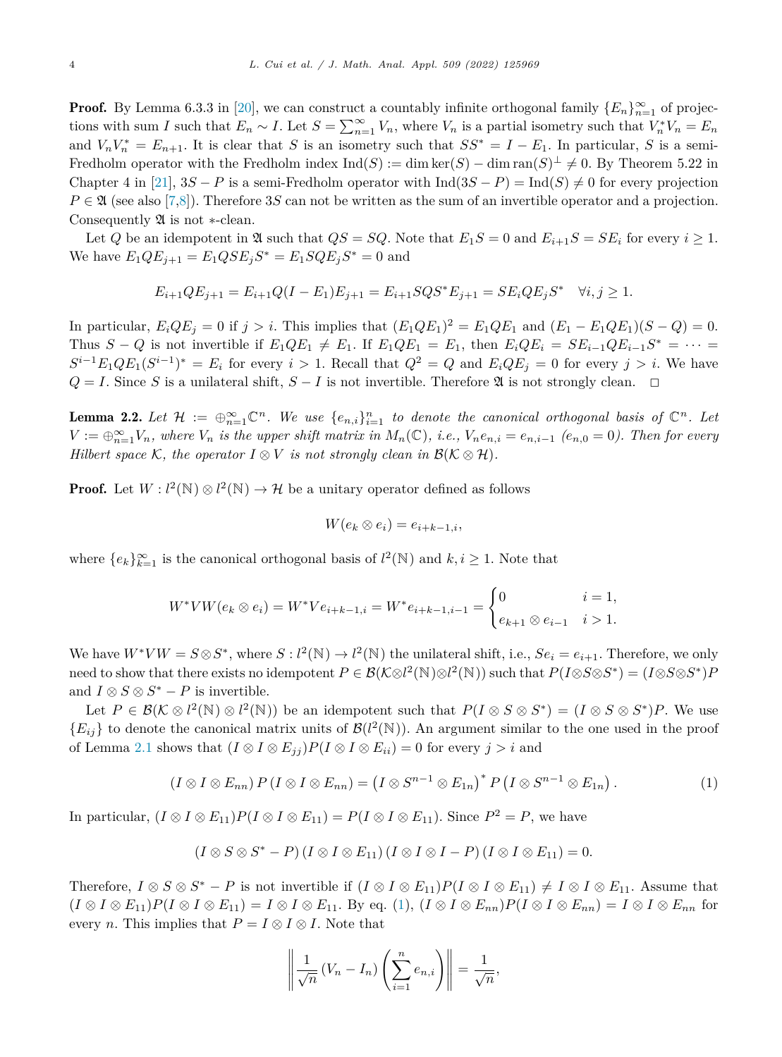**Proof.** By Lemma 6.3.3 in [20], we can construct a countably infinite orthogonal family $\{E_n\}_{n=1}^\infty$ of projections with sum $I$ such that $E_n \sim I$. Let $S = \sum_{n=1}^\infty V_n$, where $V_n$ is a partial isometry such that $V_n^* V_n = E_n$ and $V_n V_n^* = E_{n+1}$. It is clear that $S$ is an isometry such that $SS^* = I - E_1$. In particular, $S$ is a semi-Fredholm operator with the Fredholm index $\mathrm{Ind}(S) := \dim \ker(S) - \dim \mathrm{ran}(S)^\perp \neq 0$. By Theorem 5.22 in Chapter 4 in [21], $3S - P$ is a semi-Fredholm operator with $\mathrm{Ind}(3S - P) = \mathrm{Ind}(S) \neq 0$ for every projection $P \in \mathfrak{A}$ (see also [7,8]). Therefore $3S$ can not be written as the sum of an invertible operator and a projection. Consequently $\mathfrak{A}$ is not $*$-clean.

Let $Q$ be an idempotent in $\mathfrak{A}$ such that $QS = SQ$. Note that $E_1 S = 0$ and $E_{i+1} S = S E_i$ for every $i \geq 1$. We have $E_1 Q E_{j+1} = E_1 Q S E_j S^* = E_1 S Q E_j S^* = 0$ and

$$E_{i+1} Q E_{j+1} = E_{i+1} Q (I - E_1) E_{j+1} = E_{i+1} S Q S^* E_{j+1} = S E_i Q E_j S^* \quad \forall i, j \geq 1.$$

In particular, $E_i Q E_j = 0$ if $j > i$. This implies that $(E_1 Q E_1)^2 = E_1 Q E_1$ and $(E_1 - E_1 Q E_1)(S - Q) = 0$. Thus $S - Q$ is not invertible if $E_1 Q E_1 \neq E_1$. If $E_1 Q E_1 = E_1$, then $E_i Q E_i = S E_{i-1} Q E_{i-1} S^* = \cdots = S^{i-1} E_1 Q E_1 (S^{i-1})^* = E_i$ for every $i > 1$. Recall that $Q^2 = Q$ and $E_i Q E_j = 0$ for every $j > i$. We have $Q = I$. Since $S$ is a unilateral shift, $S - I$ is not invertible. Therefore $\mathfrak{A}$ is not strongly clean. $\square$

**Lemma 2.2.** *Let $\mathcal{H} := \oplus_{n=1}^\infty \mathbb{C}^n$. We use $\{e_{n,i}\}_{i=1}^n$ to denote the canonical orthogonal basis of $\mathbb{C}^n$. Let $V := \oplus_{n=1}^\infty V_n$, where $V_n$ is the upper shift matrix in $M_n(\mathbb{C})$, i.e., $V_n e_{n,i} = e_{n,i-1}$ ($e_{n,0} = 0$). Then for every Hilbert space $\mathcal{K}$, the operator $I \otimes V$ is not strongly clean in $\mathcal{B}(\mathcal{K} \otimes \mathcal{H})$.*

**Proof.** Let $W : l^2(\mathbb{N}) \otimes l^2(\mathbb{N}) \to \mathcal{H}$ be a unitary operator defined as follows

$$W(e_k \otimes e_i) = e_{i+k-1,i},$$

where $\{e_k\}_{k=1}^\infty$ is the canonical orthogonal basis of $l^2(\mathbb{N})$ and $k, i \geq 1$. Note that

$$W^* V W (e_k \otimes e_i) = W^* V e_{i+k-1,i} = W^* e_{i+k-1,i-1} = \begin{cases} 0 & i = 1, \\ e_{k+1} \otimes e_{i-1} & i > 1. \end{cases}$$

We have $W^* V W = S \otimes S^*$, where $S : l^2(\mathbb{N}) \to l^2(\mathbb{N})$ the unilateral shift, i.e., $S e_i = e_{i+1}$. Therefore, we only need to show that there exists no idempotent $P \in \mathcal{B}(\mathcal{K} \otimes l^2(\mathbb{N}) \otimes l^2(\mathbb{N}))$ such that $P(I \otimes S \otimes S^*) = (I \otimes S \otimes S^*)P$ and $I \otimes S \otimes S^* - P$ is invertible.

Let $P \in \mathcal{B}(\mathcal{K} \otimes l^2(\mathbb{N}) \otimes l^2(\mathbb{N}))$ be an idempotent such that $P(I \otimes S \otimes S^*) = (I \otimes S \otimes S^*)P$. We use $\{E_{ij}\}$ to denote the canonical matrix units of $\mathcal{B}(l^2(\mathbb{N}))$. An argument similar to the one used in the proof of Lemma 2.1 shows that $(I \otimes I \otimes E_{jj}) P (I \otimes I \otimes E_{ii}) = 0$ for every $j > i$ and

$$(I \otimes I \otimes E_{nn}) P (I \otimes I \otimes E_{nn}) = \left(I \otimes S^{n-1} \otimes E_{1n}\right)^* P \left(I \otimes S^{n-1} \otimes E_{1n}\right). \tag{1}$$

In particular, $(I \otimes I \otimes E_{11}) P (I \otimes I \otimes E_{11}) = P (I \otimes I \otimes E_{11})$. Since $P^2 = P$, we have

$$(I \otimes S \otimes S^* - P)(I \otimes I \otimes E_{11})(I \otimes I \otimes I - P)(I \otimes I \otimes E_{11}) = 0.$$

Therefore, $I \otimes S \otimes S^* - P$ is not invertible if $(I \otimes I \otimes E_{11}) P (I \otimes I \otimes E_{11}) \neq I \otimes I \otimes E_{11}$. Assume that $(I \otimes I \otimes E_{11}) P (I \otimes I \otimes E_{11}) = I \otimes I \otimes E_{11}$. By eq. (1), $(I \otimes I \otimes E_{nn}) P (I \otimes I \otimes E_{nn}) = I \otimes I \otimes E_{nn}$ for every $n$. This implies that $P = I \otimes I \otimes I$. Note that

$$\left\| \frac{1}{\sqrt{n}} (V_n - I_n) \left( \sum_{i=1}^n e_{n,i} \right) \right\| = \frac{1}{\sqrt{n}},$$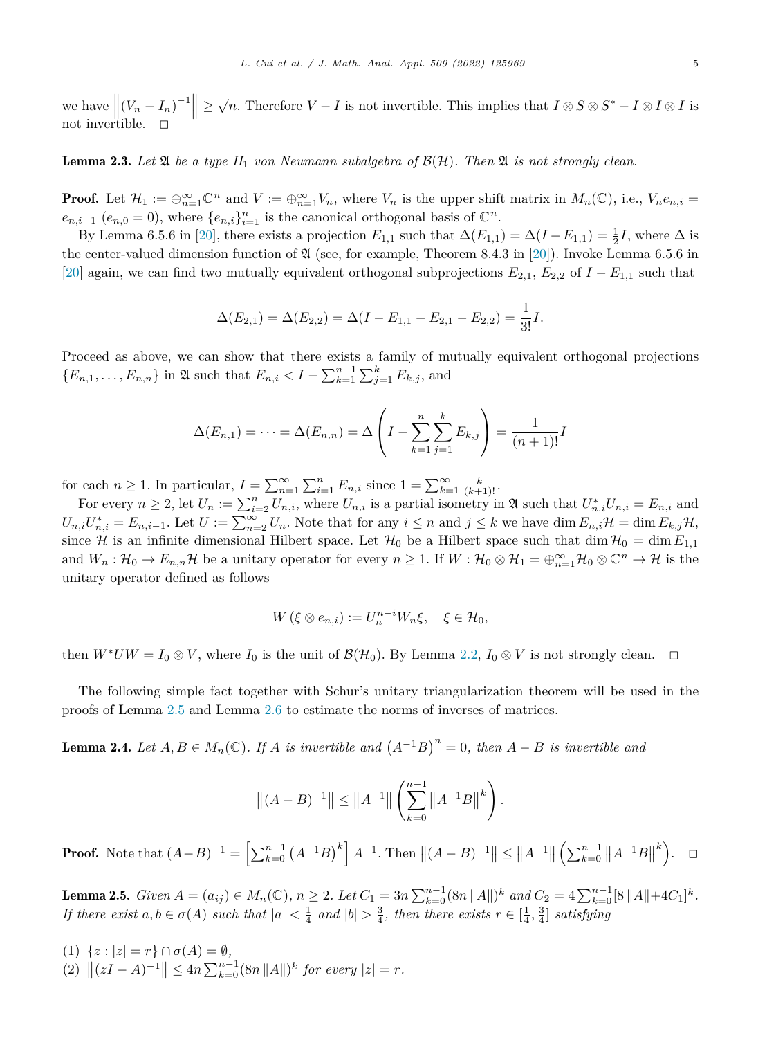we have $\left\|(V_n - I_n)^{-1}\right\| \geq \sqrt{n}$. Therefore $V - I$ is not invertible. This implies that $I \otimes S \otimes S^* - I \otimes I \otimes I$ is not invertible. $\square$

**Lemma 2.3.** *Let $\mathfrak{A}$ be a type $II_1$ von Neumann subalgebra of $\mathcal{B}(\mathcal{H})$. Then $\mathfrak{A}$ is not strongly clean.*

**Proof.** Let $\mathcal{H}_1 := \oplus_{n=1}^{\infty} \mathbb{C}^n$ and $V := \oplus_{n=1}^{\infty} V_n$, where $V_n$ is the upper shift matrix in $M_n(\mathbb{C})$, i.e., $V_n e_{n,i} = e_{n,i-1}$ $(e_{n,0} = 0)$, where $\{e_{n,i}\}_{i=1}^n$ is the canonical orthogonal basis of $\mathbb{C}^n$.

By Lemma 6.5.6 in [20], there exists a projection $E_{1,1}$ such that $\Delta(E_{1,1}) = \Delta(I - E_{1,1}) = \frac{1}{2}I$, where $\Delta$ is the center-valued dimension function of $\mathfrak{A}$ (see, for example, Theorem 8.4.3 in [20]). Invoke Lemma 6.5.6 in [20] again, we can find two mutually equivalent orthogonal subprojections $E_{2,1}$, $E_{2,2}$ of $I - E_{1,1}$ such that

$$\Delta(E_{2,1}) = \Delta(E_{2,2}) = \Delta(I - E_{1,1} - E_{2,1} - E_{2,2}) = \frac{1}{3!}I.$$

Proceed as above, we can show that there exists a family of mutually equivalent orthogonal projections $\{E_{n,1}, \ldots, E_{n,n}\}$ in $\mathfrak{A}$ such that $E_{n,i} < I - \sum_{k=1}^{n-1}\sum_{j=1}^{k} E_{k,j}$, and

$$\Delta(E_{n,1}) = \cdots = \Delta(E_{n,n}) = \Delta\left(I - \sum_{k=1}^{n}\sum_{j=1}^{k} E_{k,j}\right) = \frac{1}{(n+1)!}I$$

for each $n \geq 1$. In particular, $I = \sum_{n=1}^{\infty}\sum_{i=1}^{n} E_{n,i}$ since $1 = \sum_{k=1}^{\infty} \frac{k}{(k+1)!}$.

For every $n \geq 2$, let $U_n := \sum_{i=2}^{n} U_{n,i}$, where $U_{n,i}$ is a partial isometry in $\mathfrak{A}$ such that $U_{n,i}^* U_{n,i} = E_{n,i}$ and $U_{n,i}U_{n,i}^* = E_{n,i-1}$. Let $U := \sum_{n=2}^{\infty} U_n$. Note that for any $i \leq n$ and $j \leq k$ we have $\dim E_{n,i}\mathcal{H} = \dim E_{k,j}\mathcal{H}$, since $\mathcal{H}$ is an infinite dimensional Hilbert space. Let $\mathcal{H}_0$ be a Hilbert space such that $\dim \mathcal{H}_0 = \dim E_{1,1}$ and $W_n : \mathcal{H}_0 \to E_{n,n}\mathcal{H}$ be a unitary operator for every $n \geq 1$. If $W : \mathcal{H}_0 \otimes \mathcal{H}_1 = \oplus_{n=1}^{\infty} \mathcal{H}_0 \otimes \mathbb{C}^n \to \mathcal{H}$ is the unitary operator defined as follows

$$W(\xi \otimes e_{n,i}) := U_n^{n-i} W_n \xi, \quad \xi \in \mathcal{H}_0,$$

then $W^*UW = I_0 \otimes V$, where $I_0$ is the unit of $\mathcal{B}(\mathcal{H}_0)$. By Lemma 2.2, $I_0 \otimes V$ is not strongly clean. $\square$

The following simple fact together with Schur's unitary triangularization theorem will be used in the proofs of Lemma 2.5 and Lemma 2.6 to estimate the norms of inverses of matrices.

**Lemma 2.4.** *Let $A, B \in M_n(\mathbb{C})$. If $A$ is invertible and $\left(A^{-1}B\right)^n = 0$, then $A - B$ is invertible and*

$$\left\|(A - B)^{-1}\right\| \leq \left\|A^{-1}\right\| \left(\sum_{k=0}^{n-1} \left\|A^{-1}B\right\|^k\right).$$

**Proof.** Note that $(A - B)^{-1} = \left[\sum_{k=0}^{n-1} \left(A^{-1}B\right)^k\right] A^{-1}$. Then $\left\|(A - B)^{-1}\right\| \leq \left\|A^{-1}\right\| \left(\sum_{k=0}^{n-1} \left\|A^{-1}B\right\|^k\right)$. $\square$

**Lemma 2.5.** *Given $A = (a_{ij}) \in M_n(\mathbb{C})$, $n \geq 2$. Let $C_1 = 3n\sum_{k=0}^{n-1}(8n\|A\|)^k$ and $C_2 = 4\sum_{k=0}^{n-1}[8\|A\| + 4C_1]^k$. If there exist $a, b \in \sigma(A)$ such that $|a| < \frac{1}{4}$ and $|b| > \frac{3}{4}$, then there exists $r \in [\frac{1}{4}, \frac{3}{4}]$ satisfying*

(1) $\{z : |z| = r\} \cap \sigma(A) = \emptyset$,
(2) $\left\|(zI - A)^{-1}\right\| \leq 4n\sum_{k=0}^{n-1}(8n\|A\|)^k$ *for every $|z| = r$.*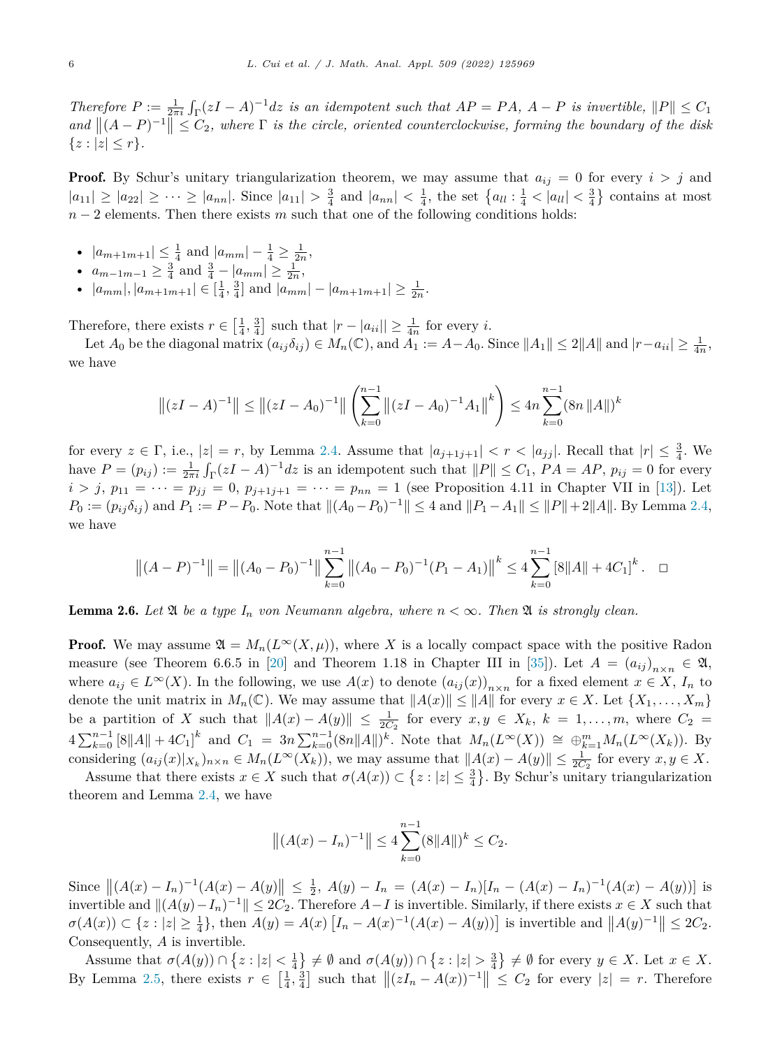*Therefore $P := \frac{1}{2\pi i}\int_\Gamma (zI - A)^{-1}dz$ is an idempotent such that $AP = PA$, $A - P$ is invertible, $\|P\| \le C_1$ and $\left\|(A-P)^{-1}\right\| \le C_2$, where $\Gamma$ is the circle, oriented counterclockwise, forming the boundary of the disk $\{z : |z| \le r\}$.*

**Proof.** By Schur's unitary triangularization theorem, we may assume that $a_{ij} = 0$ for every $i > j$ and $|a_{11}| \ge |a_{22}| \ge \cdots \ge |a_{nn}|$. Since $|a_{11}| > \frac{3}{4}$ and $|a_{nn}| < \frac{1}{4}$, the set $\left\{a_{ll} : \frac{1}{4} < |a_{ll}| < \frac{3}{4}\right\}$ contains at most $n-2$ elements. Then there exists $m$ such that one of the following conditions holds:

- $|a_{m+1m+1}| \le \frac{1}{4}$ and $|a_{mm}| - \frac{1}{4} \ge \frac{1}{2n}$,
- $a_{m-1m-1} \ge \frac{3}{4}$ and $\frac{3}{4} - |a_{mm}| \ge \frac{1}{2n}$,
- $|a_{mm}|, |a_{m+1m+1}| \in \left[\frac{1}{4}, \frac{3}{4}\right]$ and $|a_{mm}| - |a_{m+1m+1}| \ge \frac{1}{2n}$.

Therefore, there exists $r \in \left[\frac{1}{4}, \frac{3}{4}\right]$ such that $|r - |a_{ii}|| \ge \frac{1}{4n}$ for every $i$.

Let $A_0$ be the diagonal matrix $(a_{ij}\delta_{ij}) \in M_n(\mathbb{C})$, and $A_1 := A - A_0$. Since $\|A_1\| \le 2\|A\|$ and $|r - a_{ii}| \ge \frac{1}{4n}$, we have

$$\left\|(zI - A)^{-1}\right\| \le \left\|(zI - A_0)^{-1}\right\| \left(\sum_{k=0}^{n-1} \left\|(zI - A_0)^{-1}A_1\right\|^k\right) \le 4n\sum_{k=0}^{n-1}(8n\|A\|)^k$$

for every $z \in \Gamma$, i.e., $|z| = r$, by Lemma 2.4. Assume that $|a_{j+1j+1}| < r < |a_{jj}|$. Recall that $|r| \le \frac{3}{4}$. We have $P = (p_{ij}) := \frac{1}{2\pi i}\int_\Gamma (zI - A)^{-1}dz$ is an idempotent such that $\|P\| \le C_1$, $PA = AP$, $p_{ij} = 0$ for every $i > j$, $p_{11} = \cdots = p_{jj} = 0$, $p_{j+1j+1} = \cdots = p_{nn} = 1$ (see Proposition 4.11 in Chapter VII in [13]). Let $P_0 := (p_{ij}\delta_{ij})$ and $P_1 := P - P_0$. Note that $\|(A_0 - P_0)^{-1}\| \le 4$ and $\|P_1 - A_1\| \le \|P\| + 2\|A\|$. By Lemma 2.4, we have

$$\left\|(A-P)^{-1}\right\| = \left\|(A_0 - P_0)^{-1}\right\| \sum_{k=0}^{n-1} \left\|(A_0 - P_0)^{-1}(P_1 - A_1)\right\|^k \le 4\sum_{k=0}^{n-1}\left[8\|A\| + 4C_1\right]^k. \quad \square$$

**Lemma 2.6.** *Let $\mathfrak{A}$ be a type $I_n$ von Neumann algebra, where $n < \infty$. Then $\mathfrak{A}$ is strongly clean.*

**Proof.** We may assume $\mathfrak{A} = M_n(L^\infty(X,\mu))$, where $X$ is a locally compact space with the positive Radon measure (see Theorem 6.6.5 in [20] and Theorem 1.18 in Chapter III in [35]). Let $A = (a_{ij})_{n\times n} \in \mathfrak{A}$, where $a_{ij} \in L^\infty(X)$. In the following, we use $A(x)$ to denote $(a_{ij}(x))_{n\times n}$ for a fixed element $x \in X$, $I_n$ to denote the unit matrix in $M_n(\mathbb{C})$. We may assume that $\|A(x)\| \le \|A\|$ for every $x \in X$. Let $\{X_1, \dots, X_m\}$ be a partition of $X$ such that $\|A(x) - A(y)\| \le \frac{1}{2C_2}$ for every $x, y \in X_k$, $k = 1, \dots, m$, where $C_2 = 4\sum_{k=0}^{n-1}\left[8\|A\| + 4C_1\right]^k$ and $C_1 = 3n\sum_{k=0}^{n-1}(8n\|A\|)^k$. Note that $M_n(L^\infty(X)) \cong \oplus_{k=1}^m M_n(L^\infty(X_k))$. By considering $(a_{ij}(x)|_{X_k})_{n\times n} \in M_n(L^\infty(X_k))$, we may assume that $\|A(x) - A(y)\| \le \frac{1}{2C_2}$ for every $x, y \in X$.

Assume that there exists $x \in X$ such that $\sigma(A(x)) \subset \left\{z : |z| \le \frac{3}{4}\right\}$. By Schur's unitary triangularization theorem and Lemma 2.4, we have

$$\left\|(A(x) - I_n)^{-1}\right\| \le 4\sum_{k=0}^{n-1}(8\|A\|)^k \le C_2.$$

Since $\left\|(A(x) - I_n)^{-1}(A(x) - A(y))\right\| \le \frac{1}{2}$, $A(y) - I_n = (A(x) - I_n)[I_n - (A(x) - I_n)^{-1}(A(x) - A(y))]$ is invertible and $\|(A(y) - I_n)^{-1}\| \le 2C_2$. Therefore $A - I$ is invertible. Similarly, if there exists $x \in X$ such that $\sigma(A(x)) \subset \{z : |z| \ge \frac{1}{4}\}$, then $A(y) = A(x)\left[I_n - A(x)^{-1}(A(x) - A(y))\right]$ is invertible and $\left\|A(y)^{-1}\right\| \le 2C_2$. Consequently, $A$ is invertible.

Assume that $\sigma(A(y)) \cap \left\{z : |z| < \frac{1}{4}\right\} \ne \emptyset$ and $\sigma(A(y)) \cap \left\{z : |z| > \frac{3}{4}\right\} \ne \emptyset$ for every $y \in X$. Let $x \in X$. By Lemma 2.5, there exists $r \in \left[\frac{1}{4}, \frac{3}{4}\right]$ such that $\left\|(zI_n - A(x))^{-1}\right\| \le C_2$ for every $|z| = r$. Therefore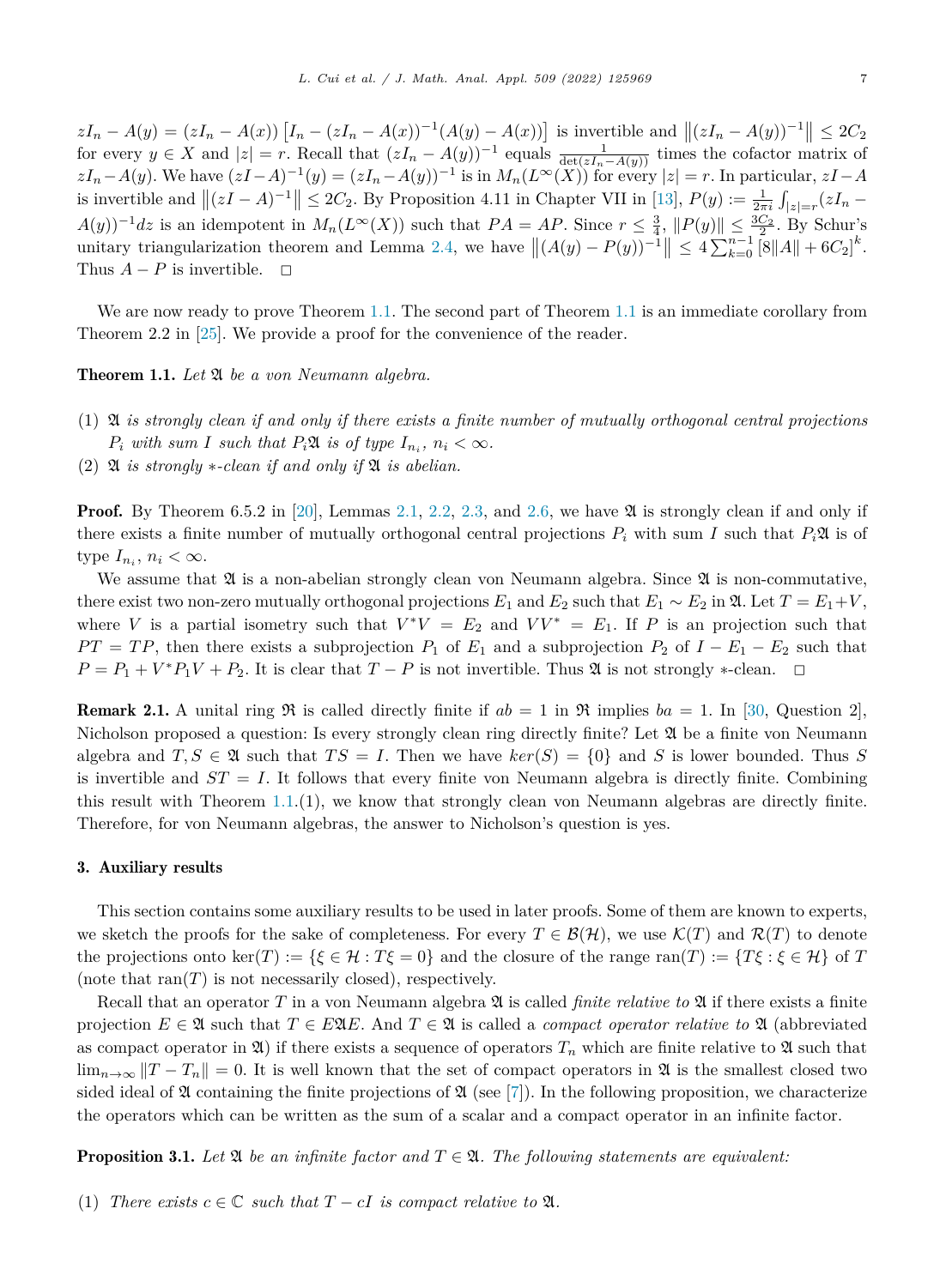$zI_n - A(y) = (zI_n - A(x))\left[I_n - (zI_n - A(x))^{-1}(A(y) - A(x))\right]$ is invertible and $\left\|(zI_n - A(y))^{-1}\right\| \le 2C_2$ for every $y \in X$ and $|z| = r$. Recall that $(zI_n - A(y))^{-1}$ equals $\frac{1}{\det(zI_n - A(y))}$ times the cofactor matrix of $zI_n - A(y)$. We have $(zI - A)^{-1}(y) = (zI_n - A(y))^{-1}$ is in $M_n(L^\infty(X))$ for every $|z| = r$. In particular, $zI - A$ is invertible and $\left\|(zI - A)^{-1}\right\| \le 2C_2$. By Proposition 4.11 in Chapter VII in [13], $P(y) := \frac{1}{2\pi i}\int_{|z|=r}(zI_n - A(y))^{-1}dz$ is an idempotent in $M_n(L^\infty(X))$ such that $PA = AP$. Since $r \le \frac{3}{4}$, $\|P(y)\| \le \frac{3C_2}{2}$. By Schur's unitary triangularization theorem and Lemma 2.4, we have $\left\|(A(y) - P(y))^{-1}\right\| \le 4\sum_{k=0}^{n-1}\left[8\|A\| + 6C_2\right]^k$. Thus $A - P$ is invertible. $\square$

We are now ready to prove Theorem 1.1. The second part of Theorem 1.1 is an immediate corollary from Theorem 2.2 in [25]. We provide a proof for the convenience of the reader.

**Theorem 1.1.** *Let $\mathfrak{A}$ be a von Neumann algebra.*

1. *$\mathfrak{A}$ is strongly clean if and only if there exists a finite number of mutually orthogonal central projections $P_i$ with sum $I$ such that $P_i\mathfrak{A}$ is of type $I_{n_i}$, $n_i < \infty$.*
2. *$\mathfrak{A}$ is strongly $*$-clean if and only if $\mathfrak{A}$ is abelian.*

**Proof.** By Theorem 6.5.2 in [20], Lemmas 2.1, 2.2, 2.3, and 2.6, we have $\mathfrak{A}$ is strongly clean if and only if there exists a finite number of mutually orthogonal central projections $P_i$ with sum $I$ such that $P_i\mathfrak{A}$ is of type $I_{n_i}$, $n_i < \infty$.

We assume that $\mathfrak{A}$ is a non-abelian strongly clean von Neumann algebra. Since $\mathfrak{A}$ is non-commutative, there exist two non-zero mutually orthogonal projections $E_1$ and $E_2$ such that $E_1 \sim E_2$ in $\mathfrak{A}$. Let $T = E_1 + V$, where $V$ is a partial isometry such that $V^*V = E_2$ and $VV^* = E_1$. If $P$ is an projection such that $PT = TP$, then there exists a subprojection $P_1$ of $E_1$ and a subprojection $P_2$ of $I - E_1 - E_2$ such that $P = P_1 + V^*P_1V + P_2$. It is clear that $T - P$ is not invertible. Thus $\mathfrak{A}$ is not strongly $*$-clean. $\square$

**Remark 2.1.** A unital ring $\mathfrak{R}$ is called directly finite if $ab = 1$ in $\mathfrak{R}$ implies $ba = 1$. In [30, Question 2], Nicholson proposed a question: Is every strongly clean ring directly finite? Let $\mathfrak{A}$ be a finite von Neumann algebra and $T, S \in \mathfrak{A}$ such that $TS = I$. Then we have $ker(S) = \{0\}$ and $S$ is lower bounded. Thus $S$ is invertible and $ST = I$. It follows that every finite von Neumann algebra is directly finite. Combining this result with Theorem 1.1.(1), we know that strongly clean von Neumann algebras are directly finite. Therefore, for von Neumann algebras, the answer to Nicholson's question is yes.

## 3. Auxiliary results

This section contains some auxiliary results to be used in later proofs. Some of them are known to experts, we sketch the proofs for the sake of completeness. For every $T \in \mathcal{B}(\mathcal{H})$, we use $\mathcal{K}(T)$ and $\mathcal{R}(T)$ to denote the projections onto $\ker(T) := \{\xi \in \mathcal{H} : T\xi = 0\}$ and the closure of the range $\operatorname{ran}(T) := \{T\xi : \xi \in \mathcal{H}\}$ of $T$ (note that $\operatorname{ran}(T)$ is not necessarily closed), respectively.

Recall that an operator $T$ in a von Neumann algebra $\mathfrak{A}$ is called *finite relative to* $\mathfrak{A}$ if there exists a finite projection $E \in \mathfrak{A}$ such that $T \in E\mathfrak{A}E$. And $T \in \mathfrak{A}$ is called a *compact operator relative to* $\mathfrak{A}$ (abbreviated as compact operator in $\mathfrak{A}$) if there exists a sequence of operators $T_n$ which are finite relative to $\mathfrak{A}$ such that $\lim_{n\to\infty}\|T - T_n\| = 0$. It is well known that the set of compact operators in $\mathfrak{A}$ is the smallest closed two sided ideal of $\mathfrak{A}$ containing the finite projections of $\mathfrak{A}$ (see [7]). In the following proposition, we characterize the operators which can be written as the sum of a scalar and a compact operator in an infinite factor.

**Proposition 3.1.** *Let $\mathfrak{A}$ be an infinite factor and $T \in \mathfrak{A}$. The following statements are equivalent:*

1. *There exists $c \in \mathbb{C}$ such that $T - cI$ is compact relative to $\mathfrak{A}$.*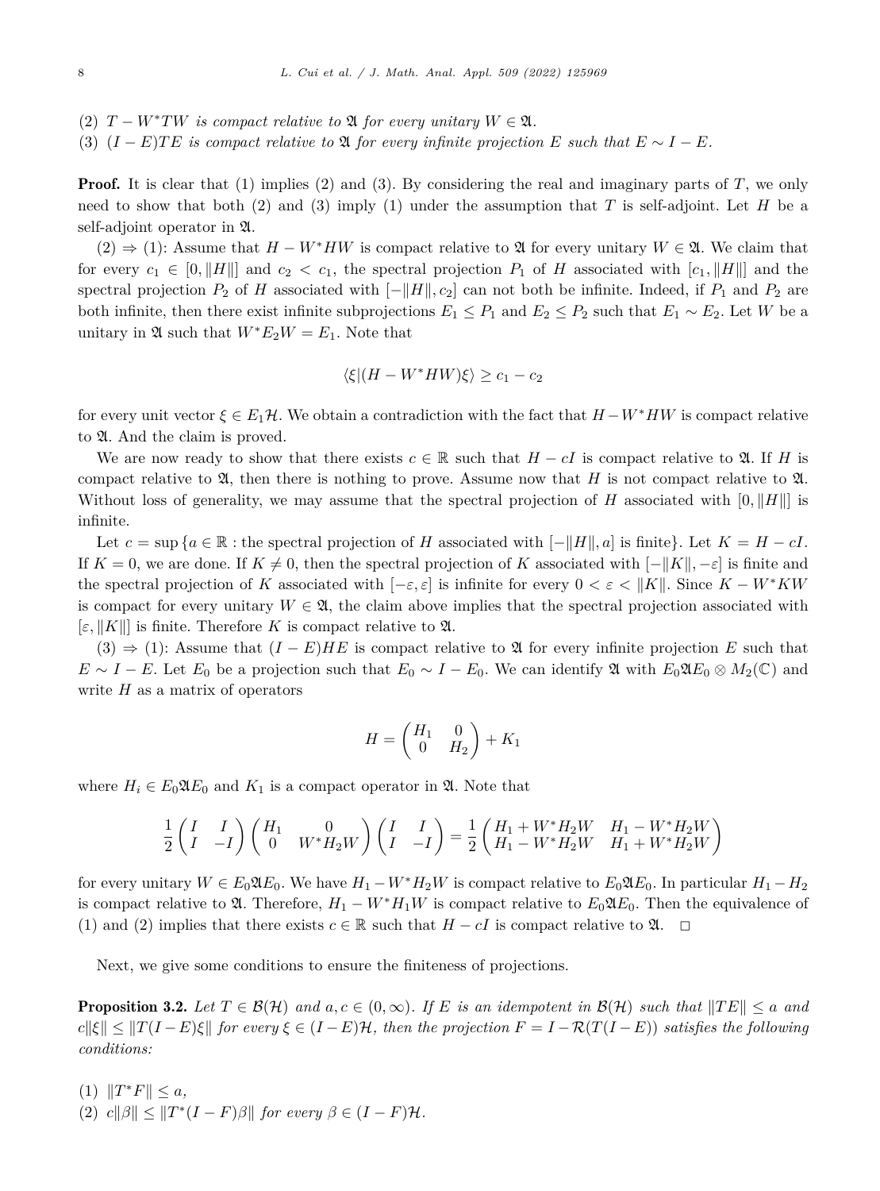(2) *$T - W^*TW$ is compact relative to $\mathfrak{A}$ for every unitary $W \in \mathfrak{A}$.*
(3) *$(I - E)TE$ is compact relative to $\mathfrak{A}$ for every infinite projection $E$ such that $E \sim I - E$.*

**Proof.** It is clear that (1) implies (2) and (3). By considering the real and imaginary parts of $T$, we only need to show that both (2) and (3) imply (1) under the assumption that $T$ is self-adjoint. Let $H$ be a self-adjoint operator in $\mathfrak{A}$.

(2) $\Rightarrow$ (1): Assume that $H - W^*HW$ is compact relative to $\mathfrak{A}$ for every unitary $W \in \mathfrak{A}$. We claim that for every $c_1 \in [0, \|H\|]$ and $c_2 < c_1$, the spectral projection $P_1$ of $H$ associated with $[c_1, \|H\|]$ and the spectral projection $P_2$ of $H$ associated with $[-\|H\|, c_2]$ can not both be infinite. Indeed, if $P_1$ and $P_2$ are both infinite, then there exist infinite subprojections $E_1 \leq P_1$ and $E_2 \leq P_2$ such that $E_1 \sim E_2$. Let $W$ be a unitary in $\mathfrak{A}$ such that $W^*E_2W = E_1$. Note that

$$\langle \xi | (H - W^*HW)\xi \rangle \geq c_1 - c_2$$

for every unit vector $\xi \in E_1\mathcal{H}$. We obtain a contradiction with the fact that $H - W^*HW$ is compact relative to $\mathfrak{A}$. And the claim is proved.

We are now ready to show that there exists $c \in \mathbb{R}$ such that $H - cI$ is compact relative to $\mathfrak{A}$. If $H$ is compact relative to $\mathfrak{A}$, then there is nothing to prove. Assume now that $H$ is not compact relative to $\mathfrak{A}$. Without loss of generality, we may assume that the spectral projection of $H$ associated with $[0, \|H\|]$ is infinite.

Let $c = \sup\{a \in \mathbb{R} : \text{the spectral projection of } H \text{ associated with } [-\|H\|, a] \text{ is finite}\}$. Let $K = H - cI$. If $K = 0$, we are done. If $K \neq 0$, then the spectral projection of $K$ associated with $[-\|K\|, -\varepsilon]$ is finite and the spectral projection of $K$ associated with $[-\varepsilon, \varepsilon]$ is infinite for every $0 < \varepsilon < \|K\|$. Since $K - W^*KW$ is compact for every unitary $W \in \mathfrak{A}$, the claim above implies that the spectral projection associated with $[\varepsilon, \|K\|]$ is finite. Therefore $K$ is compact relative to $\mathfrak{A}$.

(3) $\Rightarrow$ (1): Assume that $(I - E)HE$ is compact relative to $\mathfrak{A}$ for every infinite projection $E$ such that $E \sim I - E$. Let $E_0$ be a projection such that $E_0 \sim I - E_0$. We can identify $\mathfrak{A}$ with $E_0\mathfrak{A}E_0 \otimes M_2(\mathbb{C})$ and write $H$ as a matrix of operators

$$H = \begin{pmatrix} H_1 & 0 \\ 0 & H_2 \end{pmatrix} + K_1$$

where $H_i \in E_0\mathfrak{A}E_0$ and $K_1$ is a compact operator in $\mathfrak{A}$. Note that

$$\frac{1}{2}\begin{pmatrix} I & I \\ I & -I \end{pmatrix}\begin{pmatrix} H_1 & 0 \\ 0 & W^*H_2W \end{pmatrix}\begin{pmatrix} I & I \\ I & -I \end{pmatrix} = \frac{1}{2}\begin{pmatrix} H_1 + W^*H_2W & H_1 - W^*H_2W \\ H_1 - W^*H_2W & H_1 + W^*H_2W \end{pmatrix}$$

for every unitary $W \in E_0\mathfrak{A}E_0$. We have $H_1 - W^*H_2W$ is compact relative to $E_0\mathfrak{A}E_0$. In particular $H_1 - H_2$ is compact relative to $\mathfrak{A}$. Therefore, $H_1 - W^*H_1W$ is compact relative to $E_0\mathfrak{A}E_0$. Then the equivalence of (1) and (2) implies that there exists $c \in \mathbb{R}$ such that $H - cI$ is compact relative to $\mathfrak{A}$. $\square$

Next, we give some conditions to ensure the finiteness of projections.

**Proposition 3.2.** *Let $T \in \mathcal{B}(\mathcal{H})$ and $a, c \in (0, \infty)$. If $E$ is an idempotent in $\mathcal{B}(\mathcal{H})$ such that $\|TE\| \leq a$ and $c\|\xi\| \leq \|T(I - E)\xi\|$ for every $\xi \in (I - E)\mathcal{H}$, then the projection $F = I - \mathcal{R}(T(I - E))$ satisfies the following conditions:*

(1) *$\|T^*F\| \leq a$,*
(2) *$c\|\beta\| \leq \|T^*(I - F)\beta\|$ for every $\beta \in (I - F)\mathcal{H}$.*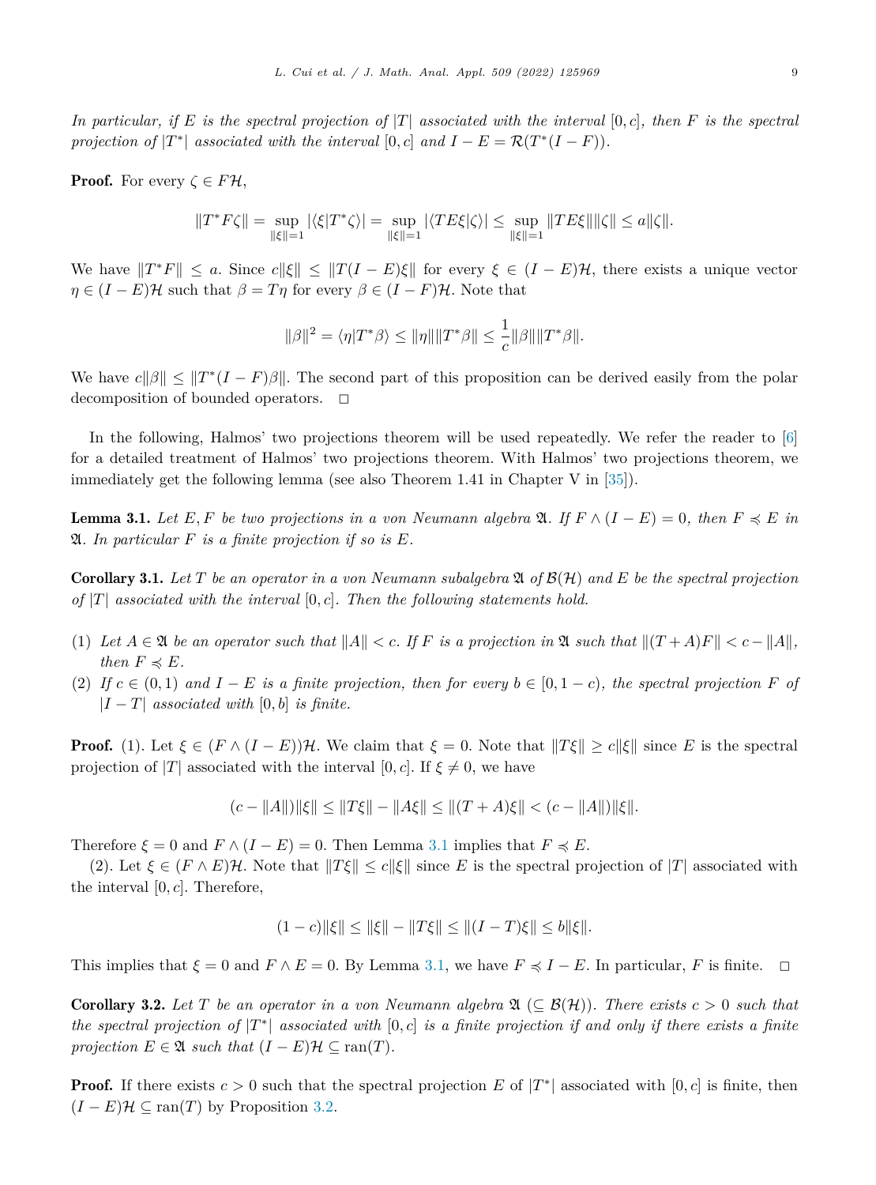*In particular, if $E$ is the spectral projection of $|T|$ associated with the interval $[0, c]$, then $F$ is the spectral projection of $|T^*|$ associated with the interval $[0, c]$ and $I - E = \mathcal{R}(T^*(I - F))$.*

**Proof.** For every $\zeta \in F\mathcal{H}$,

$$\|T^*F\zeta\| = \sup_{\|\xi\|=1} |\langle \xi | T^*\zeta \rangle| = \sup_{\|\xi\|=1} |\langle TE\xi | \zeta \rangle| \le \sup_{\|\xi\|=1} \|TE\xi\| \|\zeta\| \le a\|\zeta\|.$$

We have $\|T^*F\| \le a$. Since $c\|\xi\| \le \|T(I-E)\xi\|$ for every $\xi \in (I-E)\mathcal{H}$, there exists a unique vector $\eta \in (I-E)\mathcal{H}$ such that $\beta = T\eta$ for every $\beta \in (I-F)\mathcal{H}$. Note that

$$\|\beta\|^2 = \langle \eta | T^*\beta \rangle \le \|\eta\| \|T^*\beta\| \le \frac{1}{c}\|\beta\| \|T^*\beta\|.$$

We have $c\|\beta\| \le \|T^*(I-F)\beta\|$. The second part of this proposition can be derived easily from the polar decomposition of bounded operators. $\square$

In the following, Halmos' two projections theorem will be used repeatedly. We refer the reader to [6] for a detailed treatment of Halmos' two projections theorem. With Halmos' two projections theorem, we immediately get the following lemma (see also Theorem 1.41 in Chapter V in [35]).

**Lemma 3.1.** *Let $E, F$ be two projections in a von Neumann algebra $\mathfrak{A}$. If $F \wedge (I - E) = 0$, then $F \preccurlyeq E$ in $\mathfrak{A}$. In particular $F$ is a finite projection if so is $E$.*

**Corollary 3.1.** *Let $T$ be an operator in a von Neumann subalgebra $\mathfrak{A}$ of $\mathcal{B}(\mathcal{H})$ and $E$ be the spectral projection of $|T|$ associated with the interval $[0, c]$. Then the following statements hold.*

1. *Let $A \in \mathfrak{A}$ be an operator such that $\|A\| < c$. If $F$ is a projection in $\mathfrak{A}$ such that $\|(T + A)F\| < c - \|A\|$, then $F \preccurlyeq E$.*
2. *If $c \in (0, 1)$ and $I - E$ is a finite projection, then for every $b \in [0, 1 - c)$, the spectral projection $F$ of $|I - T|$ associated with $[0, b]$ is finite.*

**Proof.** (1). Let $\xi \in (F \wedge (I - E))\mathcal{H}$. We claim that $\xi = 0$. Note that $\|T\xi\| \ge c\|\xi\|$ since $E$ is the spectral projection of $|T|$ associated with the interval $[0, c]$. If $\xi \ne 0$, we have

$$(c - \|A\|)\|\xi\| \le \|T\xi\| - \|A\xi\| \le \|(T + A)\xi\| < (c - \|A\|)\|\xi\|.$$

Therefore $\xi = 0$ and $F \wedge (I - E) = 0$. Then Lemma 3.1 implies that $F \preccurlyeq E$.

(2). Let $\xi \in (F \wedge E)\mathcal{H}$. Note that $\|T\xi\| \le c\|\xi\|$ since $E$ is the spectral projection of $|T|$ associated with the interval $[0, c]$. Therefore,

$$(1 - c)\|\xi\| \le \|\xi\| - \|T\xi\| \le \|(I - T)\xi\| \le b\|\xi\|.$$

This implies that $\xi = 0$ and $F \wedge E = 0$. By Lemma 3.1, we have $F \preccurlyeq I - E$. In particular, $F$ is finite. $\square$

**Corollary 3.2.** *Let $T$ be an operator in a von Neumann algebra $\mathfrak{A}$ $(\subseteq \mathcal{B}(\mathcal{H}))$. There exists $c > 0$ such that the spectral projection of $|T^*|$ associated with $[0, c]$ is a finite projection if and only if there exists a finite projection $E \in \mathfrak{A}$ such that $(I - E)\mathcal{H} \subseteq \operatorname{ran}(T)$.*

**Proof.** If there exists $c > 0$ such that the spectral projection $E$ of $|T^*|$ associated with $[0, c]$ is finite, then $(I - E)\mathcal{H} \subseteq \operatorname{ran}(T)$ by Proposition 3.2.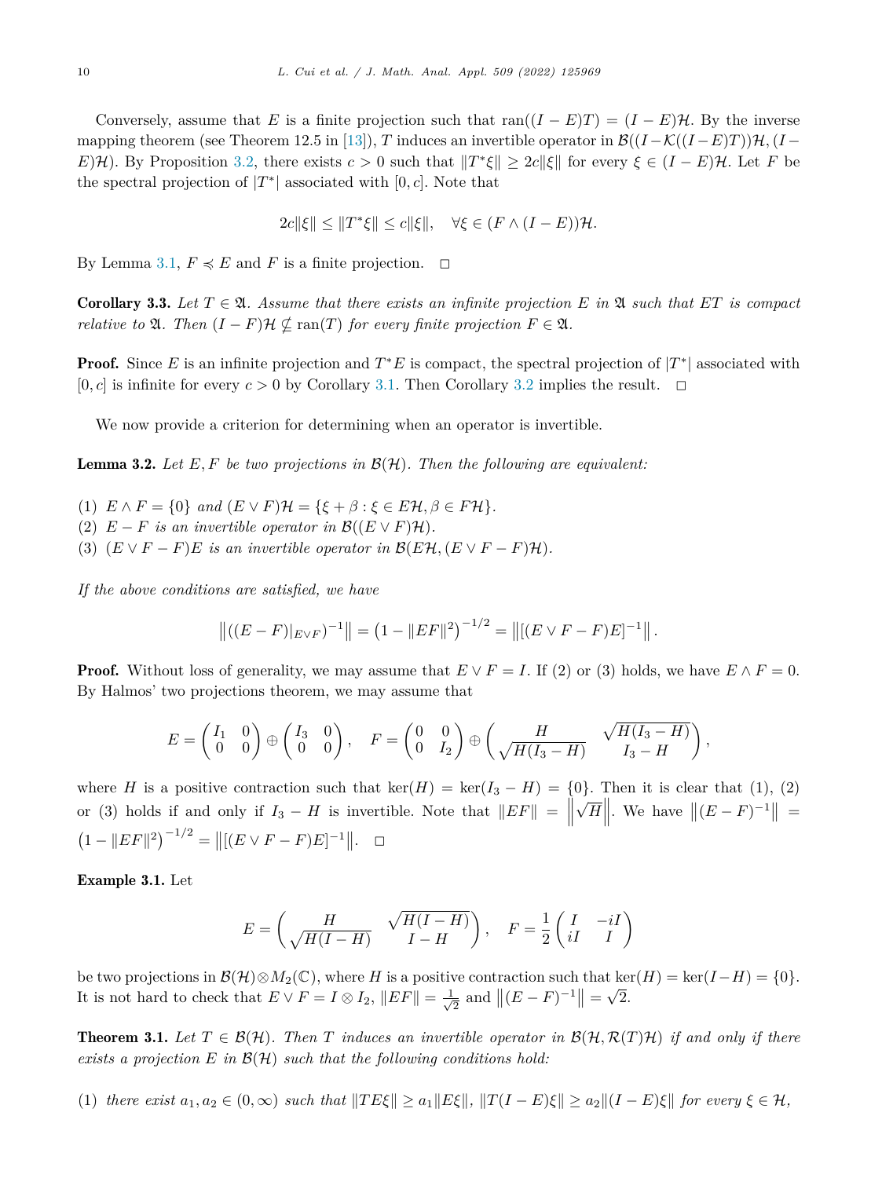Conversely, assume that $E$ is a finite projection such that $\operatorname{ran}((I-E)T) = (I-E)\mathcal{H}$. By the inverse mapping theorem (see Theorem 12.5 in [13]), $T$ induces an invertible operator in $\mathcal{B}((I-\mathcal{K}((I-E)T))\mathcal{H}, (I-E)\mathcal{H})$. By Proposition 3.2, there exists $c > 0$ such that $\|T^*\xi\| \geq 2c\|\xi\|$ for every $\xi \in (I-E)\mathcal{H}$. Let $F$ be the spectral projection of $|T^*|$ associated with $[0, c]$. Note that

$$2c\|\xi\| \leq \|T^*\xi\| \leq c\|\xi\|, \quad \forall \xi \in (F \wedge (I-E))\mathcal{H}.$$

By Lemma 3.1, $F \preccurlyeq E$ and $F$ is a finite projection. $\square$

**Corollary 3.3.** *Let $T \in \mathfrak{A}$. Assume that there exists an infinite projection $E$ in $\mathfrak{A}$ such that $ET$ is compact relative to $\mathfrak{A}$. Then $(I-F)\mathcal{H} \nsubseteq \operatorname{ran}(T)$ for every finite projection $F \in \mathfrak{A}$.*

**Proof.** Since $E$ is an infinite projection and $T^*E$ is compact, the spectral projection of $|T^*|$ associated with $[0, c]$ is infinite for every $c > 0$ by Corollary 3.1. Then Corollary 3.2 implies the result. $\square$

We now provide a criterion for determining when an operator is invertible.

**Lemma 3.2.** *Let $E, F$ be two projections in $\mathcal{B}(\mathcal{H})$. Then the following are equivalent:*

(1) *$E \wedge F = \{0\}$ and $(E \vee F)\mathcal{H} = \{\xi + \beta : \xi \in E\mathcal{H}, \beta \in F\mathcal{H}\}$.*
(2) *$E - F$ is an invertible operator in $\mathcal{B}((E \vee F)\mathcal{H})$.*
(3) *$(E \vee F - F)E$ is an invertible operator in $\mathcal{B}(E\mathcal{H}, (E \vee F - F)\mathcal{H})$.*

*If the above conditions are satisfied, we have*

$$\left\|((E-F)|_{E\vee F})^{-1}\right\| = \left(1 - \|EF\|^2\right)^{-1/2} = \left\|[(E \vee F - F)E]^{-1}\right\|.$$

**Proof.** Without loss of generality, we may assume that $E \vee F = I$. If (2) or (3) holds, we have $E \wedge F = 0$. By Halmos' two projections theorem, we may assume that

$$E = \begin{pmatrix} I_1 & 0 \\ 0 & 0 \end{pmatrix} \oplus \begin{pmatrix} I_3 & 0 \\ 0 & 0 \end{pmatrix}, \quad F = \begin{pmatrix} 0 & 0 \\ 0 & I_2 \end{pmatrix} \oplus \begin{pmatrix} H & \sqrt{H(I_3 - H)} \\ \sqrt{H(I_3 - H)} & I_3 - H \end{pmatrix},$$

where $H$ is a positive contraction such that $\ker(H) = \ker(I_3 - H) = \{0\}$. Then it is clear that (1), (2) or (3) holds if and only if $I_3 - H$ is invertible. Note that $\|EF\| = \left\|\sqrt{H}\right\|$. We have $\left\|(E-F)^{-1}\right\| = \left(1 - \|EF\|^2\right)^{-1/2} = \left\|[(E \vee F - F)E]^{-1}\right\|$. $\square$

**Example 3.1.** Let

$$E = \begin{pmatrix} H & \sqrt{H(I-H)} \\ \sqrt{H(I-H)} & I - H \end{pmatrix}, \quad F = \frac{1}{2}\begin{pmatrix} I & -iI \\ iI & I \end{pmatrix}$$

be two projections in $\mathcal{B}(\mathcal{H}) \otimes M_2(\mathbb{C})$, where $H$ is a positive contraction such that $\ker(H) = \ker(I-H) = \{0\}$. It is not hard to check that $E \vee F = I \otimes I_2$, $\|EF\| = \frac{1}{\sqrt{2}}$ and $\left\|(E-F)^{-1}\right\| = \sqrt{2}$.

**Theorem 3.1.** *Let $T \in \mathcal{B}(\mathcal{H})$. Then $T$ induces an invertible operator in $\mathcal{B}(\mathcal{H}, \mathcal{R}(T)\mathcal{H})$ if and only if there exists a projection $E$ in $\mathcal{B}(\mathcal{H})$ such that the following conditions hold:*

(1) *there exist $a_1, a_2 \in (0, \infty)$ such that $\|TE\xi\| \geq a_1\|E\xi\|$, $\|T(I-E)\xi\| \geq a_2\|(I-E)\xi\|$ for every $\xi \in \mathcal{H}$,*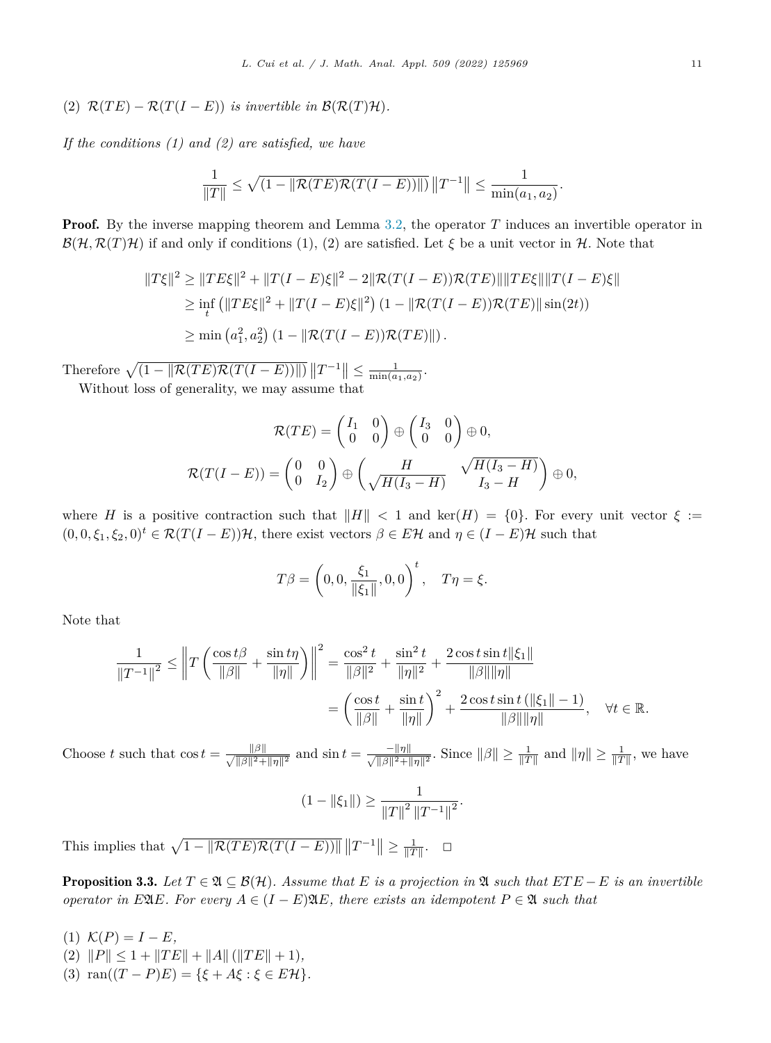(2) $\mathcal{R}(TE) - \mathcal{R}(T(I-E))$ *is invertible in* $\mathcal{B}(\mathcal{R}(T)\mathcal{H})$.

*If the conditions (1) and (2) are satisfied, we have*

$$\frac{1}{\|T\|} \leq \sqrt{(1 - \|\mathcal{R}(TE)\mathcal{R}(T(I-E))\|)}\, \|T^{-1}\| \leq \frac{1}{\min(a_1, a_2)}.$$

**Proof.** By the inverse mapping theorem and Lemma 3.2, the operator $T$ induces an invertible operator in $\mathcal{B}(\mathcal{H}, \mathcal{R}(T)\mathcal{H})$ if and only if conditions (1), (2) are satisfied. Let $\xi$ be a unit vector in $\mathcal{H}$. Note that

$$\begin{aligned}
\|T\xi\|^2 &\geq \|TE\xi\|^2 + \|T(I-E)\xi\|^2 - 2\|\mathcal{R}(T(I-E))\mathcal{R}(TE)\|\|TE\xi\|\|T(I-E)\xi\| \\
&\geq \inf_t \left(\|TE\xi\|^2 + \|T(I-E)\xi\|^2\right)\left(1 - \|\mathcal{R}(T(I-E))\mathcal{R}(TE)\|\sin(2t)\right) \\
&\geq \min\left(a_1^2, a_2^2\right)\left(1 - \|\mathcal{R}(T(I-E))\mathcal{R}(TE)\|\right).
\end{aligned}$$

Therefore $\sqrt{(1 - \|\mathcal{R}(TE)\mathcal{R}(T(I-E))\|)}\, \|T^{-1}\| \leq \frac{1}{\min(a_1, a_2)}$.

Without loss of generality, we may assume that

$$\mathcal{R}(TE) = \begin{pmatrix} I_1 & 0 \\ 0 & 0 \end{pmatrix} \oplus \begin{pmatrix} I_3 & 0 \\ 0 & 0 \end{pmatrix} \oplus 0,$$

$$\mathcal{R}(T(I-E)) = \begin{pmatrix} 0 & 0 \\ 0 & I_2 \end{pmatrix} \oplus \begin{pmatrix} H & \sqrt{H(I_3 - H)} \\ \sqrt{H(I_3 - H)} & I_3 - H \end{pmatrix} \oplus 0,$$

where $H$ is a positive contraction such that $\|H\| < 1$ and $\ker(H) = \{0\}$. For every unit vector $\xi := (0, 0, \xi_1, \xi_2, 0)^t \in \mathcal{R}(T(I-E))\mathcal{H}$, there exist vectors $\beta \in E\mathcal{H}$ and $\eta \in (I-E)\mathcal{H}$ such that

$$T\beta = \left(0, 0, \frac{\xi_1}{\|\xi_1\|}, 0, 0\right)^t, \quad T\eta = \xi.$$

Note that

$$\begin{aligned}
\frac{1}{\|T^{-1}\|^2} \leq \left\| T\left(\frac{\cos t\beta}{\|\beta\|} + \frac{\sin t\eta}{\|\eta\|}\right)\right\|^2 &= \frac{\cos^2 t}{\|\beta\|^2} + \frac{\sin^2 t}{\|\eta\|^2} + \frac{2\cos t \sin t \|\xi_1\|}{\|\beta\|\|\eta\|} \\
&= \left(\frac{\cos t}{\|\beta\|} + \frac{\sin t}{\|\eta\|}\right)^2 + \frac{2\cos t \sin t\left(\|\xi_1\| - 1\right)}{\|\beta\|\|\eta\|}, \quad \forall t \in \mathbb{R}.
\end{aligned}$$

Choose $t$ such that $\cos t = \frac{\|\beta\|}{\sqrt{\|\beta\|^2 + \|\eta\|^2}}$ and $\sin t = \frac{-\|\eta\|}{\sqrt{\|\beta\|^2 + \|\eta\|^2}}$. Since $\|\beta\| \geq \frac{1}{\|T\|}$ and $\|\eta\| \geq \frac{1}{\|T\|}$, we have

$$(1 - \|\xi_1\|) \geq \frac{1}{\|T\|^2 \|T^{-1}\|^2}.$$

This implies that $\sqrt{1 - \|\mathcal{R}(TE)\mathcal{R}(T(I-E))\|}\, \|T^{-1}\| \geq \frac{1}{\|T\|}$. $\square$

**Proposition 3.3.** *Let* $T \in \mathfrak{A} \subseteq \mathcal{B}(\mathcal{H})$. *Assume that* $E$ *is a projection in* $\mathfrak{A}$ *such that* $ETE - E$ *is an invertible operator in* $E\mathfrak{A}E$. *For every* $A \in (I-E)\mathfrak{A}E$, *there exists an idempotent* $P \in \mathfrak{A}$ *such that*

(1) $\mathcal{K}(P) = I - E$,
(2) $\|P\| \leq 1 + \|TE\| + \|A\|(\|TE\| + 1)$,
(3) $\operatorname{ran}((T-P)E) = \{\xi + A\xi : \xi \in E\mathcal{H}\}$.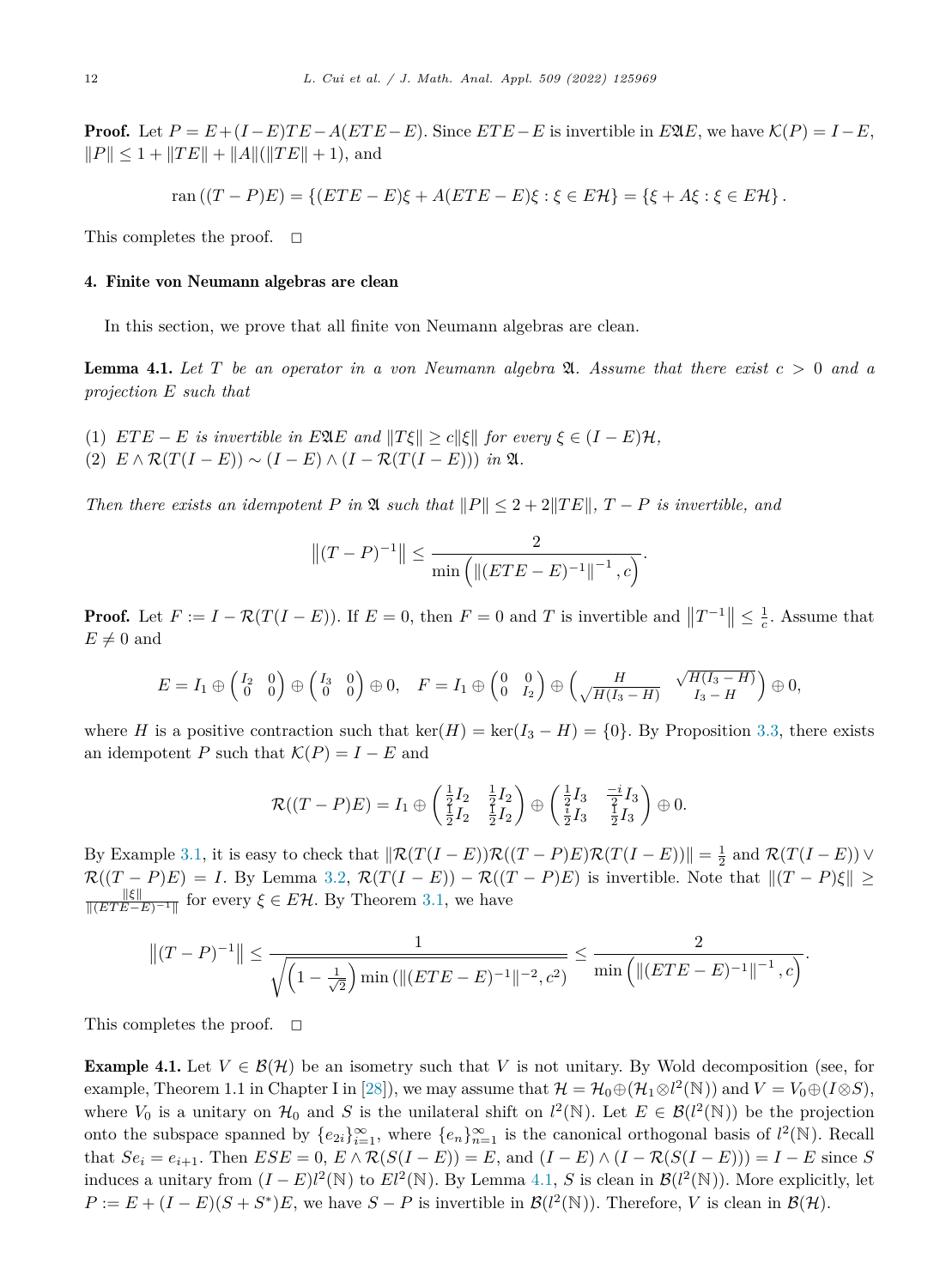**Proof.** Let $P = E+(I-E)TE-A(ETE-E)$. Since $ETE-E$ is invertible in $E\mathfrak{A}E$, we have $\mathcal{K}(P) = I-E$, $\|P\| \leq 1+\|TE\|+\|A\|(\|TE\|+1)$, and

$$\operatorname{ran}((T-P)E) = \{(ETE-E)\xi + A(ETE-E)\xi : \xi \in E\mathcal{H}\} = \{\xi + A\xi : \xi \in E\mathcal{H}\}.$$

This completes the proof. $\square$

## 4. Finite von Neumann algebras are clean

In this section, we prove that all finite von Neumann algebras are clean.

**Lemma 4.1.** *Let $T$ be an operator in a von Neumann algebra $\mathfrak{A}$. Assume that there exist $c > 0$ and a projection $E$ such that*

1. *$ETE-E$ is invertible in $E\mathfrak{A}E$ and $\|T\xi\| \geq c\|\xi\|$ for every $\xi \in (I-E)\mathcal{H}$,*
2. *$E \wedge \mathcal{R}(T(I-E)) \sim (I-E) \wedge (I-\mathcal{R}(T(I-E)))$ in $\mathfrak{A}$.*

*Then there exists an idempotent $P$ in $\mathfrak{A}$ such that $\|P\| \leq 2+2\|TE\|$, $T-P$ is invertible, and*

$$\left\|(T-P)^{-1}\right\| \leq \frac{2}{\min\left(\|(ETE-E)^{-1}\|^{-1}, c\right)}.$$

**Proof.** Let $F := I-\mathcal{R}(T(I-E))$. If $E = 0$, then $F = 0$ and $T$ is invertible and $\left\|T^{-1}\right\| \leq \frac{1}{c}$. Assume that $E \neq 0$ and

$$E = I_1 \oplus \begin{pmatrix} I_2 & 0 \\ 0 & 0 \end{pmatrix} \oplus \begin{pmatrix} I_3 & 0 \\ 0 & 0 \end{pmatrix} \oplus 0, \quad F = I_1 \oplus \begin{pmatrix} 0 & 0 \\ 0 & I_2 \end{pmatrix} \oplus \begin{pmatrix} H & \sqrt{H(I_3-H)} \\ \sqrt{H(I_3-H)} & I_3-H \end{pmatrix} \oplus 0,$$

where $H$ is a positive contraction such that $\ker(H) = \ker(I_3-H) = \{0\}$. By Proposition 3.3, there exists an idempotent $P$ such that $\mathcal{K}(P) = I-E$ and

$$\mathcal{R}((T-P)E) = I_1 \oplus \begin{pmatrix} \frac{1}{2}I_2 & \frac{1}{2}I_2 \\ \frac{1}{2}I_2 & \frac{1}{2}I_2 \end{pmatrix} \oplus \begin{pmatrix} \frac{1}{2}I_3 & \frac{-i}{2}I_3 \\ \frac{i}{2}I_3 & \frac{1}{2}I_3 \end{pmatrix} \oplus 0.$$

By Example 3.1, it is easy to check that $\|\mathcal{R}(T(I-E))\mathcal{R}((T-P)E)\mathcal{R}(T(I-E))\| = \frac{1}{2}$ and $\mathcal{R}(T(I-E)) \vee \mathcal{R}((T-P)E) = I$. By Lemma 3.2, $\mathcal{R}(T(I-E)) - \mathcal{R}((T-P)E)$ is invertible. Note that $\|(T-P)\xi\| \geq \frac{\|\xi\|}{\|(ETE-E)^{-1}\|}$ for every $\xi \in E\mathcal{H}$. By Theorem 3.1, we have

$$\left\|(T-P)^{-1}\right\| \leq \frac{1}{\sqrt{\left(1-\frac{1}{\sqrt{2}}\right)\min\left(\|(ETE-E)^{-1}\|^{-2}, c^2\right)}} \leq \frac{2}{\min\left(\|(ETE-E)^{-1}\|^{-1}, c\right)}.$$

This completes the proof. $\square$

**Example 4.1.** Let $V \in \mathcal{B}(\mathcal{H})$ be an isometry such that $V$ is not unitary. By Wold decomposition (see, for example, Theorem 1.1 in Chapter I in [28]), we may assume that $\mathcal{H} = \mathcal{H}_0 \oplus (\mathcal{H}_1 \otimes l^2(\mathbb{N}))$ and $V = V_0 \oplus (I \otimes S)$, where $V_0$ is a unitary on $\mathcal{H}_0$ and $S$ is the unilateral shift on $l^2(\mathbb{N})$. Let $E \in \mathcal{B}(l^2(\mathbb{N}))$ be the projection onto the subspace spanned by $\{e_{2i}\}_{i=1}^{\infty}$, where $\{e_n\}_{n=1}^{\infty}$ is the canonical orthogonal basis of $l^2(\mathbb{N})$. Recall that $Se_i = e_{i+1}$. Then $ESE = 0$, $E \wedge \mathcal{R}(S(I-E)) = E$, and $(I-E) \wedge (I-\mathcal{R}(S(I-E))) = I-E$ since $S$ induces a unitary from $(I-E)l^2(\mathbb{N})$ to $El^2(\mathbb{N})$. By Lemma 4.1, $S$ is clean in $\mathcal{B}(l^2(\mathbb{N}))$. More explicitly, let $P := E+(I-E)(S+S^*)E$, we have $S-P$ is invertible in $\mathcal{B}(l^2(\mathbb{N}))$. Therefore, $V$ is clean in $\mathcal{B}(\mathcal{H})$.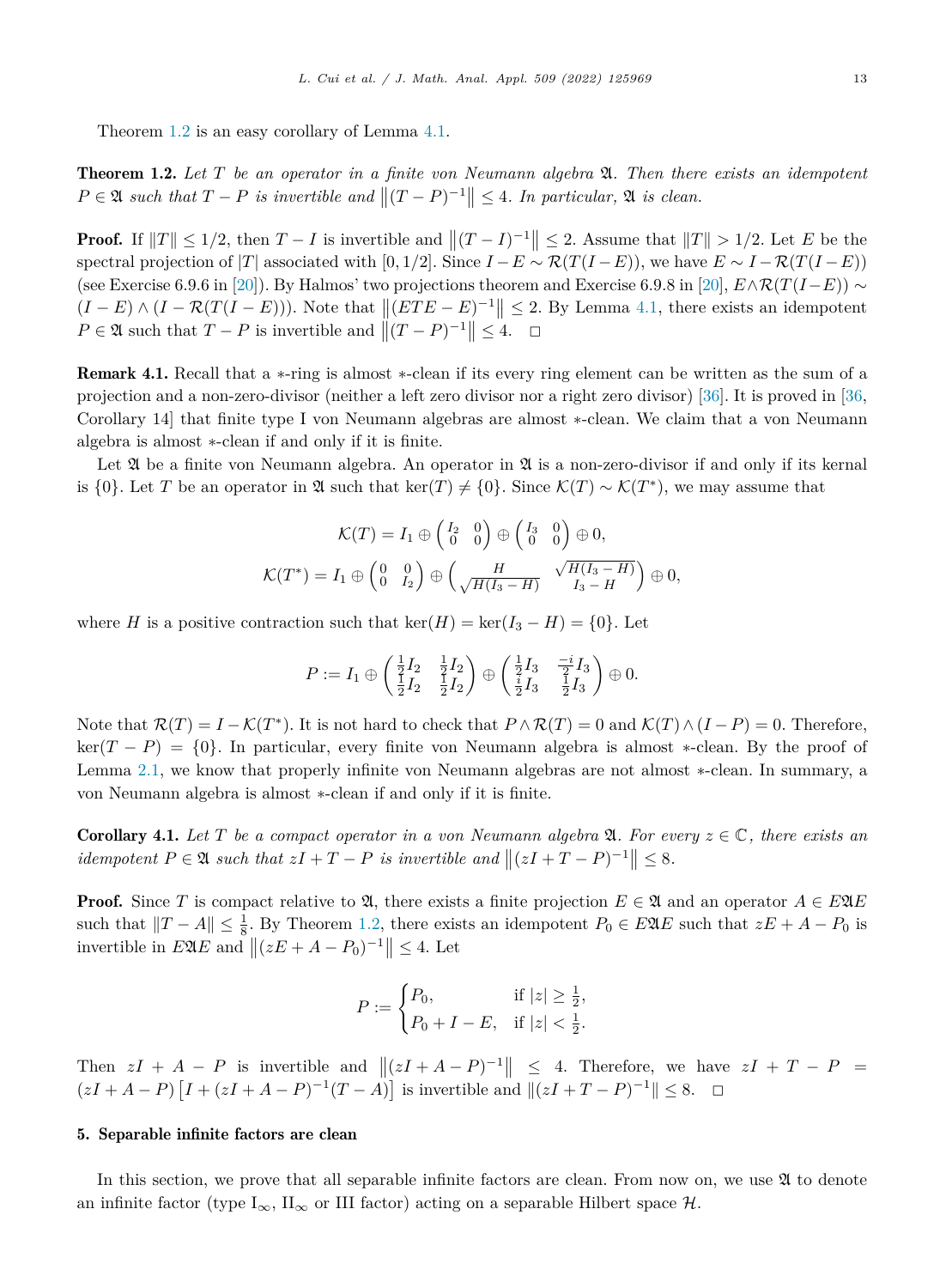Theorem 1.2 is an easy corollary of Lemma 4.1.

**Theorem 1.2.** *Let $T$ be an operator in a finite von Neumann algebra $\mathfrak{A}$. Then there exists an idempotent $P \in \mathfrak{A}$ such that $T - P$ is invertible and $\|(T-P)^{-1}\| \le 4$. In particular, $\mathfrak{A}$ is clean.*

**Proof.** If $\|T\| \le 1/2$, then $T - I$ is invertible and $\|(T-I)^{-1}\| \le 2$. Assume that $\|T\| > 1/2$. Let $E$ be the spectral projection of $|T|$ associated with $[0, 1/2]$. Since $I - E \sim \mathcal{R}(T(I-E))$, we have $E \sim I - \mathcal{R}(T(I-E))$ (see Exercise 6.9.6 in [20]). By Halmos' two projections theorem and Exercise 6.9.8 in [20], $E \wedge \mathcal{R}(T(I-E)) \sim (I-E) \wedge (I - \mathcal{R}(T(I-E)))$. Note that $\|(ETE - E)^{-1}\| \le 2$. By Lemma 4.1, there exists an idempotent $P \in \mathfrak{A}$ such that $T - P$ is invertible and $\|(T-P)^{-1}\| \le 4$. $\square$

**Remark 4.1.** Recall that a $*$-ring is almost $*$-clean if its every ring element can be written as the sum of a projection and a non-zero-divisor (neither a left zero divisor nor a right zero divisor) [36]. It is proved in [36, Corollary 14] that finite type I von Neumann algebras are almost $*$-clean. We claim that a von Neumann algebra is almost $*$-clean if and only if it is finite.

Let $\mathfrak{A}$ be a finite von Neumann algebra. An operator in $\mathfrak{A}$ is a non-zero-divisor if and only if its kernal is $\{0\}$. Let $T$ be an operator in $\mathfrak{A}$ such that $\ker(T) \ne \{0\}$. Since $\mathcal{K}(T) \sim \mathcal{K}(T^*)$, we may assume that

$$\mathcal{K}(T) = I_1 \oplus \begin{pmatrix} I_2 & 0 \\ 0 & 0 \end{pmatrix} \oplus \begin{pmatrix} I_3 & 0 \\ 0 & 0 \end{pmatrix} \oplus 0,$$

$$\mathcal{K}(T^*) = I_1 \oplus \begin{pmatrix} 0 & 0 \\ 0 & I_2 \end{pmatrix} \oplus \begin{pmatrix} H & \sqrt{H(I_3 - H)} \\ \sqrt{H(I_3 - H)} & I_3 - H \end{pmatrix} \oplus 0,$$

where $H$ is a positive contraction such that $\ker(H) = \ker(I_3 - H) = \{0\}$. Let

$$P := I_1 \oplus \begin{pmatrix} \frac{1}{2}I_2 & \frac{1}{2}I_2 \\ \frac{1}{2}I_2 & \frac{1}{2}I_2 \end{pmatrix} \oplus \begin{pmatrix} \frac{1}{2}I_3 & \frac{-i}{2}I_3 \\ \frac{i}{2}I_3 & \frac{1}{2}I_3 \end{pmatrix} \oplus 0.$$

Note that $\mathcal{R}(T) = I - \mathcal{K}(T^*)$. It is not hard to check that $P \wedge \mathcal{R}(T) = 0$ and $\mathcal{K}(T) \wedge (I - P) = 0$. Therefore, $\ker(T - P) = \{0\}$. In particular, every finite von Neumann algebra is almost $*$-clean. By the proof of Lemma 2.1, we know that properly infinite von Neumann algebras are not almost $*$-clean. In summary, a von Neumann algebra is almost $*$-clean if and only if it is finite.

**Corollary 4.1.** *Let $T$ be a compact operator in a von Neumann algebra $\mathfrak{A}$. For every $z \in \mathbb{C}$, there exists an idempotent $P \in \mathfrak{A}$ such that $zI + T - P$ is invertible and $\|(zI + T - P)^{-1}\| \le 8$.*

**Proof.** Since $T$ is compact relative to $\mathfrak{A}$, there exists a finite projection $E \in \mathfrak{A}$ and an operator $A \in E\mathfrak{A}E$ such that $\|T - A\| \le \frac{1}{8}$. By Theorem 1.2, there exists an idempotent $P_0 \in E\mathfrak{A}E$ such that $zE + A - P_0$ is invertible in $E\mathfrak{A}E$ and $\|(zE + A - P_0)^{-1}\| \le 4$. Let

$$P := \begin{cases} P_0, & \text{if } |z| \ge \frac{1}{2}, \\ P_0 + I - E, & \text{if } |z| < \frac{1}{2}. \end{cases}$$

Then $zI + A - P$ is invertible and $\|(zI + A - P)^{-1}\| \le 4$. Therefore, we have $zI + T - P = (zI + A - P)\left[I + (zI + A - P)^{-1}(T - A)\right]$ is invertible and $\|(zI + T - P)^{-1}\| \le 8$. $\square$

## 5. Separable infinite factors are clean

In this section, we prove that all separable infinite factors are clean. From now on, we use $\mathfrak{A}$ to denote an infinite factor (type $\mathrm{I}_\infty$, $\mathrm{II}_\infty$ or III factor) acting on a separable Hilbert space $\mathcal{H}$.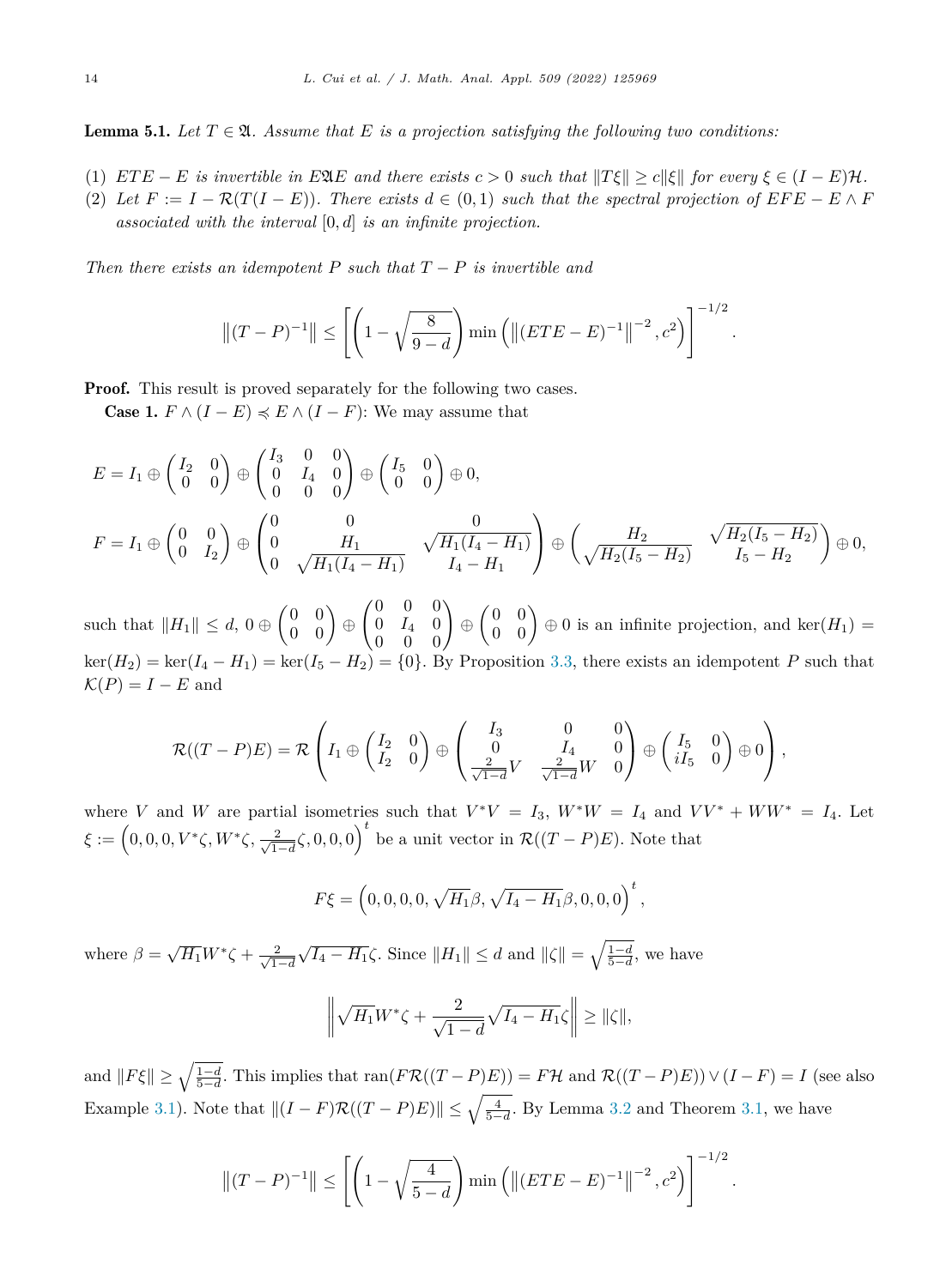**Lemma 5.1.** *Let $T \in \mathfrak{A}$. Assume that $E$ is a projection satisfying the following two conditions:*

(1) *$ETE - E$ is invertible in $E\mathfrak{A}E$ and there exists $c > 0$ such that $\|T\xi\| \geq c\|\xi\|$ for every $\xi \in (I - E)\mathcal{H}$.*
(2) *Let $F := I - \mathcal{R}(T(I - E))$. There exists $d \in (0, 1)$ such that the spectral projection of $EFE - E \wedge F$ associated with the interval $[0, d]$ is an infinite projection.*

*Then there exists an idempotent $P$ such that $T - P$ is invertible and*

$$\left\|(T - P)^{-1}\right\| \leq \left[\left(1 - \sqrt{\frac{8}{9 - d}}\right) \min\left(\left\|(ETE - E)^{-1}\right\|^{-2}, c^2\right)\right]^{-1/2}.$$

**Proof.** This result is proved separately for the following two cases.

**Case 1.** $F \wedge (I - E) \preccurlyeq E \wedge (I - F)$: We may assume that

$$E = I_1 \oplus \begin{pmatrix} I_2 & 0 \\ 0 & 0 \end{pmatrix} \oplus \begin{pmatrix} I_3 & 0 & 0 \\ 0 & I_4 & 0 \\ 0 & 0 & 0 \end{pmatrix} \oplus \begin{pmatrix} I_5 & 0 \\ 0 & 0 \end{pmatrix} \oplus 0,$$

$$F = I_1 \oplus \begin{pmatrix} 0 & 0 \\ 0 & I_2 \end{pmatrix} \oplus \begin{pmatrix} 0 & 0 & 0 \\ 0 & H_1 & \sqrt{H_1(I_4 - H_1)} \\ 0 & \sqrt{H_1(I_4 - H_1)} & I_4 - H_1 \end{pmatrix} \oplus \begin{pmatrix} H_2 & \sqrt{H_2(I_5 - H_2)} \\ \sqrt{H_2(I_5 - H_2)} & I_5 - H_2 \end{pmatrix} \oplus 0,$$

such that $\|H_1\| \leq d$, $0 \oplus \begin{pmatrix} 0 & 0 \\ 0 & 0 \end{pmatrix} \oplus \begin{pmatrix} 0 & 0 & 0 \\ 0 & I_4 & 0 \\ 0 & 0 & 0 \end{pmatrix} \oplus \begin{pmatrix} 0 & 0 \\ 0 & 0 \end{pmatrix} \oplus 0$ is an infinite projection, and $\ker(H_1) = \ker(H_2) = \ker(I_4 - H_1) = \ker(I_5 - H_2) = \{0\}$. By Proposition 3.3, there exists an idempotent $P$ such that $\mathcal{K}(P) = I - E$ and

$$\mathcal{R}((T - P)E) = \mathcal{R}\left(I_1 \oplus \begin{pmatrix} I_2 & 0 \\ I_2 & 0 \end{pmatrix} \oplus \begin{pmatrix} I_3 & 0 & 0 \\ 0 & I_4 & 0 \\ \frac{2}{\sqrt{1-d}}V & \frac{2}{\sqrt{1-d}}W & 0 \end{pmatrix} \oplus \begin{pmatrix} I_5 & 0 \\ iI_5 & 0 \end{pmatrix} \oplus 0\right),$$

where $V$ and $W$ are partial isometries such that $V^*V = I_3$, $W^*W = I_4$ and $VV^* + WW^* = I_4$. Let $\xi := \left(0, 0, 0, V^*\zeta, W^*\zeta, \frac{2}{\sqrt{1-d}}\zeta, 0, 0, 0\right)^t$ be a unit vector in $\mathcal{R}((T - P)E)$. Note that

$$F\xi = \left(0, 0, 0, 0, \sqrt{H_1}\beta, \sqrt{I_4 - H_1}\beta, 0, 0, 0\right)^t,$$

where $\beta = \sqrt{H_1}W^*\zeta + \frac{2}{\sqrt{1-d}}\sqrt{I_4 - H_1}\zeta$. Since $\|H_1\| \leq d$ and $\|\zeta\| = \sqrt{\frac{1-d}{5-d}}$, we have

$$\left\|\sqrt{H_1}W^*\zeta + \frac{2}{\sqrt{1-d}}\sqrt{I_4 - H_1}\zeta\right\| \geq \|\zeta\|,$$

and $\|F\xi\| \geq \sqrt{\frac{1-d}{5-d}}$. This implies that $\operatorname{ran}(F\mathcal{R}((T - P)E)) = F\mathcal{H}$ and $\mathcal{R}((T - P)E)) \vee (I - F) = I$ (see also Example 3.1). Note that $\|(I - F)\mathcal{R}((T - P)E)\| \leq \sqrt{\frac{4}{5-d}}$. By Lemma 3.2 and Theorem 3.1, we have

$$\left\|(T - P)^{-1}\right\| \leq \left[\left(1 - \sqrt{\frac{4}{5 - d}}\right) \min\left(\left\|(ETE - E)^{-1}\right\|^{-2}, c^2\right)\right]^{-1/2}.$$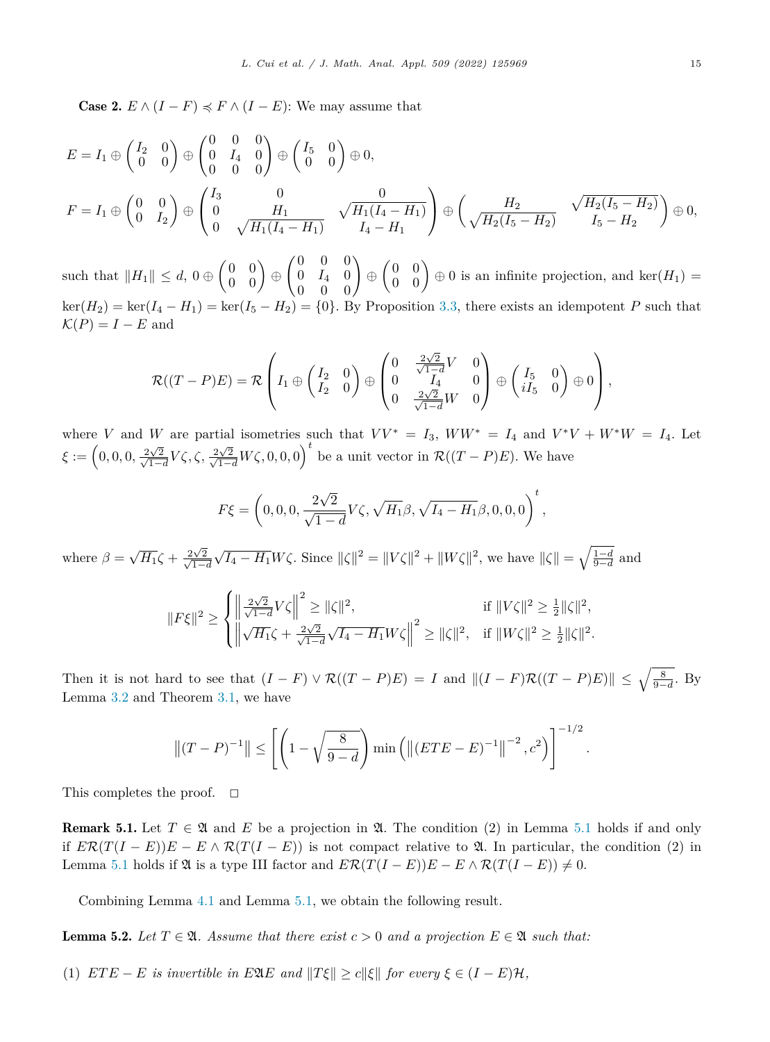**Case 2.** $E \wedge (I-F) \precsim F \wedge (I-E)$: We may assume that

$$E = I_1 \oplus \begin{pmatrix} I_2 & 0 \\ 0 & 0 \end{pmatrix} \oplus \begin{pmatrix} 0 & 0 & 0 \\ 0 & I_4 & 0 \\ 0 & 0 & 0 \end{pmatrix} \oplus \begin{pmatrix} I_5 & 0 \\ 0 & 0 \end{pmatrix} \oplus 0,$$

$$F = I_1 \oplus \begin{pmatrix} 0 & 0 \\ 0 & I_2 \end{pmatrix} \oplus \begin{pmatrix} I_3 & 0 & 0 \\ 0 & H_1 & \sqrt{H_1(I_4-H_1)} \\ 0 & \sqrt{H_1(I_4-H_1)} & I_4 - H_1 \end{pmatrix} \oplus \begin{pmatrix} H_2 & \sqrt{H_2(I_5-H_2)} \\ \sqrt{H_2(I_5-H_2)} & I_5 - H_2 \end{pmatrix} \oplus 0,$$

such that $\|H_1\| \le d$, $0 \oplus \begin{pmatrix} 0 & 0 \\ 0 & 0 \end{pmatrix} \oplus \begin{pmatrix} 0 & 0 & 0 \\ 0 & I_4 & 0 \\ 0 & 0 & 0 \end{pmatrix} \oplus \begin{pmatrix} 0 & 0 \\ 0 & 0 \end{pmatrix} \oplus 0$ is an infinite projection, and $\ker(H_1) = \ker(H_2) = \ker(I_4 - H_1) = \ker(I_5 - H_2) = \{0\}$. By Proposition 3.3, there exists an idempotent $P$ such that $\mathcal{K}(P) = I - E$ and

$$\mathcal{R}((T-P)E) = \mathcal{R}\left( I_1 \oplus \begin{pmatrix} I_2 & 0 \\ I_2 & 0 \end{pmatrix} \oplus \begin{pmatrix} 0 & \frac{2\sqrt{2}}{\sqrt{1-d}} V & 0 \\ 0 & I_4 & 0 \\ 0 & \frac{2\sqrt{2}}{\sqrt{1-d}} W & 0 \end{pmatrix} \oplus \begin{pmatrix} I_5 & 0 \\ iI_5 & 0 \end{pmatrix} \oplus 0 \right),$$

where $V$ and $W$ are partial isometries such that $VV^* = I_3$, $WW^* = I_4$ and $V^*V + W^*W = I_4$. Let $\xi := \left(0, 0, 0, \frac{2\sqrt{2}}{\sqrt{1-d}} V\zeta, \zeta, \frac{2\sqrt{2}}{\sqrt{1-d}} W\zeta, 0, 0, 0\right)^t$ be a unit vector in $\mathcal{R}((T-P)E)$. We have

$$F\xi = \left(0, 0, 0, \frac{2\sqrt{2}}{\sqrt{1-d}} V\zeta, \sqrt{H_1}\beta, \sqrt{I_4 - H_1}\beta, 0, 0, 0\right)^t,$$

where $\beta = \sqrt{H_1}\zeta + \frac{2\sqrt{2}}{\sqrt{1-d}}\sqrt{I_4 - H_1} W\zeta$. Since $\|\zeta\|^2 = \|V\zeta\|^2 + \|W\zeta\|^2$, we have $\|\zeta\| = \sqrt{\frac{1-d}{9-d}}$ and

$$\|F\xi\|^2 \ge \begin{cases} \left\| \frac{2\sqrt{2}}{\sqrt{1-d}} V\zeta \right\|^2 \ge \|\zeta\|^2, & \text{if } \|V\zeta\|^2 \ge \frac{1}{2}\|\zeta\|^2, \\ \left\| \sqrt{H_1}\zeta + \frac{2\sqrt{2}}{\sqrt{1-d}} \sqrt{I_4 - H_1} W\zeta \right\|^2 \ge \|\zeta\|^2, & \text{if } \|W\zeta\|^2 \ge \frac{1}{2}\|\zeta\|^2. \end{cases}$$

Then it is not hard to see that $(I-F) \vee \mathcal{R}((T-P)E) = I$ and $\|(I-F)\mathcal{R}((T-P)E)\| \le \sqrt{\frac{8}{9-d}}$. By Lemma 3.2 and Theorem 3.1, we have

$$\left\|(T-P)^{-1}\right\| \le \left[ \left(1 - \sqrt{\frac{8}{9-d}}\right) \min\left( \left\|(ETE - E)^{-1}\right\|^{-2}, c^2 \right) \right]^{-1/2}.$$

This completes the proof. $\square$

**Remark 5.1.** Let $T \in \mathfrak{A}$ and $E$ be a projection in $\mathfrak{A}$. The condition (2) in Lemma 5.1 holds if and only if $E\mathcal{R}(T(I-E))E - E \wedge \mathcal{R}(T(I-E))$ is not compact relative to $\mathfrak{A}$. In particular, the condition (2) in Lemma 5.1 holds if $\mathfrak{A}$ is a type III factor and $E\mathcal{R}(T(I-E))E - E \wedge \mathcal{R}(T(I-E)) \neq 0$.

Combining Lemma 4.1 and Lemma 5.1, we obtain the following result.

**Lemma 5.2.** *Let $T \in \mathfrak{A}$. Assume that there exist $c > 0$ and a projection $E \in \mathfrak{A}$ such that:*

(1) *$ETE - E$ is invertible in $E\mathfrak{A}E$ and $\|T\xi\| \ge c\|\xi\|$ for every $\xi \in (I-E)\mathcal{H}$,*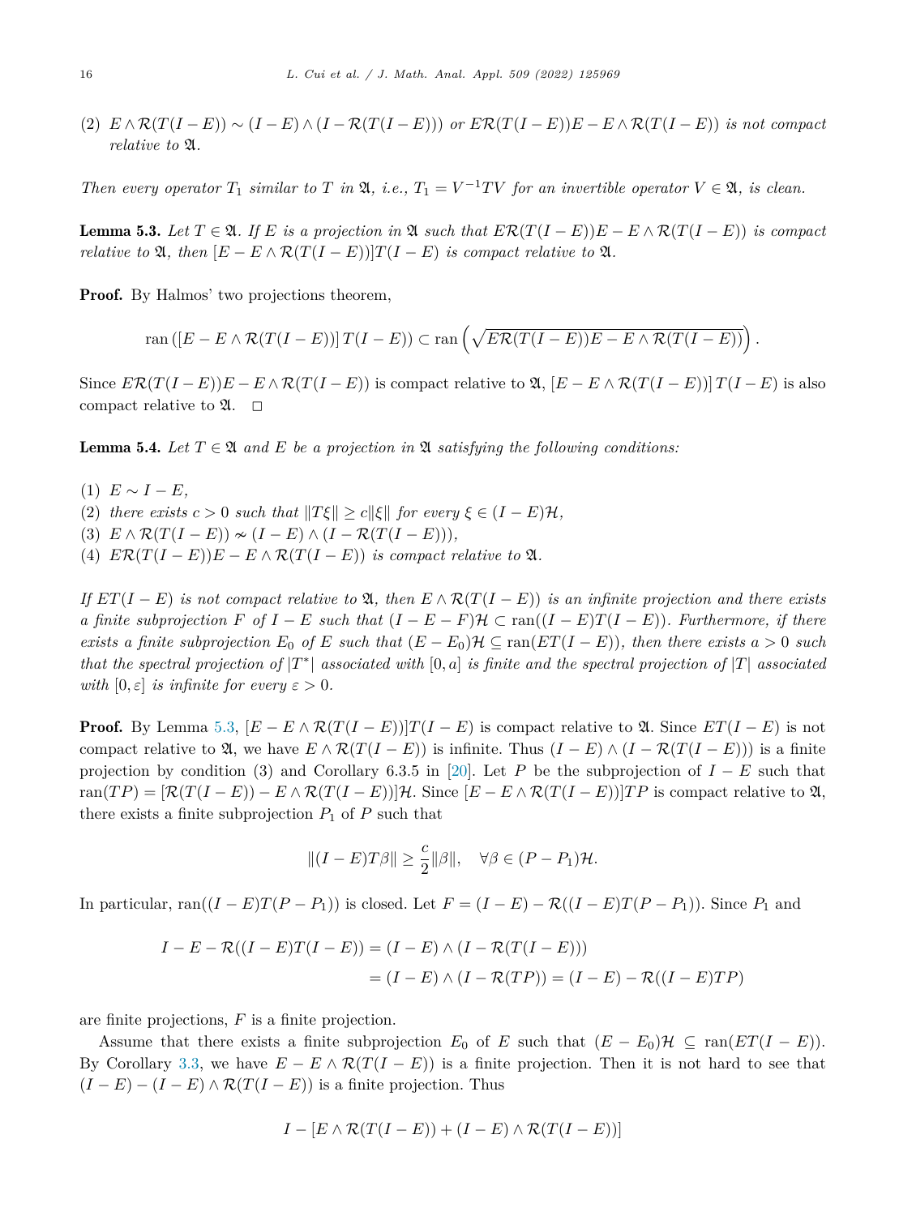(2) $E \wedge \mathcal{R}(T(I-E)) \sim (I-E) \wedge (I - \mathcal{R}(T(I-E)))$ or $E\mathcal{R}(T(I-E))E - E \wedge \mathcal{R}(T(I-E))$ is not compact relative to $\mathfrak{A}$.

*Then every operator $T_1$ similar to $T$ in $\mathfrak{A}$, i.e., $T_1 = V^{-1}TV$ for an invertible operator $V \in \mathfrak{A}$, is clean.*

**Lemma 5.3.** *Let $T \in \mathfrak{A}$. If $E$ is a projection in $\mathfrak{A}$ such that $E\mathcal{R}(T(I-E))E - E \wedge \mathcal{R}(T(I-E))$ is compact relative to $\mathfrak{A}$, then $[E - E \wedge \mathcal{R}(T(I-E))]T(I-E)$ is compact relative to $\mathfrak{A}$.*

**Proof.** By Halmos' two projections theorem,

$$\operatorname{ran}\left([E - E \wedge \mathcal{R}(T(I-E))]\, T(I-E)\right) \subset \operatorname{ran}\left(\sqrt{E\mathcal{R}(T(I-E))E - E \wedge \mathcal{R}(T(I-E))}\right).$$

Since $E\mathcal{R}(T(I-E))E - E \wedge \mathcal{R}(T(I-E))$ is compact relative to $\mathfrak{A}$, $[E - E \wedge \mathcal{R}(T(I-E))]\, T(I-E)$ is also compact relative to $\mathfrak{A}$. $\square$

**Lemma 5.4.** *Let $T \in \mathfrak{A}$ and $E$ be a projection in $\mathfrak{A}$ satisfying the following conditions:*

(1) $E \sim I - E$,
(2) *there exists $c > 0$ such that $\|T\xi\| \geq c\|\xi\|$ for every $\xi \in (I-E)\mathcal{H}$,*
(3) $E \wedge \mathcal{R}(T(I-E)) \nsim (I-E) \wedge (I - \mathcal{R}(T(I-E)))$,
(4) $E\mathcal{R}(T(I-E))E - E \wedge \mathcal{R}(T(I-E))$ *is compact relative to $\mathfrak{A}$.*

*If $ET(I-E)$ is not compact relative to $\mathfrak{A}$, then $E \wedge \mathcal{R}(T(I-E))$ is an infinite projection and there exists a finite subprojection $F$ of $I-E$ such that $(I-E-F)\mathcal{H} \subset \operatorname{ran}((I-E)T(I-E))$. Furthermore, if there exists a finite subprojection $E_0$ of $E$ such that $(E-E_0)\mathcal{H} \subseteq \operatorname{ran}(ET(I-E))$, then there exists $a > 0$ such that the spectral projection of $|T^*|$ associated with $[0,a]$ is finite and the spectral projection of $|T|$ associated with $[0,\varepsilon]$ is infinite for every $\varepsilon > 0$.*

**Proof.** By Lemma 5.3, $[E - E \wedge \mathcal{R}(T(I-E))]T(I-E)$ is compact relative to $\mathfrak{A}$. Since $ET(I-E)$ is not compact relative to $\mathfrak{A}$, we have $E \wedge \mathcal{R}(T(I-E))$ is infinite. Thus $(I-E) \wedge (I - \mathcal{R}(T(I-E)))$ is a finite projection by condition (3) and Corollary 6.3.5 in [20]. Let $P$ be the subprojection of $I-E$ such that $\operatorname{ran}(TP) = [\mathcal{R}(T(I-E)) - E \wedge \mathcal{R}(T(I-E))]\mathcal{H}$. Since $[E - E \wedge \mathcal{R}(T(I-E))]TP$ is compact relative to $\mathfrak{A}$, there exists a finite subprojection $P_1$ of $P$ such that

$$\|(I-E)T\beta\| \geq \frac{c}{2}\|\beta\|, \quad \forall \beta \in (P - P_1)\mathcal{H}.$$

In particular, $\operatorname{ran}((I-E)T(P-P_1))$ is closed. Let $F = (I-E) - \mathcal{R}((I-E)T(P-P_1))$. Since $P_1$ and

$$\begin{aligned} I - E - \mathcal{R}((I-E)T(I-E)) &= (I-E) \wedge (I - \mathcal{R}(T(I-E))) \\ &= (I-E) \wedge (I - \mathcal{R}(TP)) = (I-E) - \mathcal{R}((I-E)TP) \end{aligned}$$

are finite projections, $F$ is a finite projection.

Assume that there exists a finite subprojection $E_0$ of $E$ such that $(E - E_0)\mathcal{H} \subseteq \operatorname{ran}(ET(I-E))$. By Corollary 3.3, we have $E - E \wedge \mathcal{R}(T(I-E))$ is a finite projection. Then it is not hard to see that $(I-E) - (I-E) \wedge \mathcal{R}(T(I-E))$ is a finite projection. Thus

$$I - [E \wedge \mathcal{R}(T(I-E)) + (I-E) \wedge \mathcal{R}(T(I-E))]$$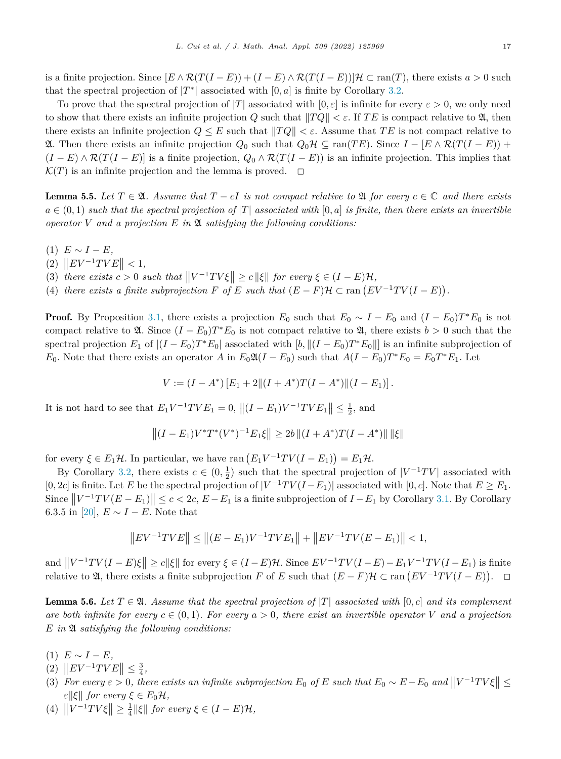is a finite projection. Since $[E \wedge \mathcal{R}(T(I-E)) + (I-E) \wedge \mathcal{R}(T(I-E))]\mathcal{H} \subset \operatorname{ran}(T)$, there exists $a > 0$ such that the spectral projection of $|T^*|$ associated with $[0, a]$ is finite by Corollary 3.2.

To prove that the spectral projection of $|T|$ associated with $[0, \varepsilon]$ is infinite for every $\varepsilon > 0$, we only need to show that there exists an infinite projection $Q$ such that $\|TQ\| < \varepsilon$. If $TE$ is compact relative to $\mathfrak{A}$, then there exists an infinite projection $Q \le E$ such that $\|TQ\| < \varepsilon$. Assume that $TE$ is not compact relative to $\mathfrak{A}$. Then there exists an infinite projection $Q_0$ such that $Q_0\mathcal{H} \subseteq \operatorname{ran}(TE)$. Since $I - [E \wedge \mathcal{R}(T(I-E)) + (I-E) \wedge \mathcal{R}(T(I-E)]$ is a finite projection, $Q_0 \wedge \mathcal{R}(T(I-E))$ is an infinite projection. This implies that $\mathcal{K}(T)$ is an infinite projection and the lemma is proved. $\square$

**Lemma 5.5.** *Let $T \in \mathfrak{A}$. Assume that $T - cI$ is not compact relative to $\mathfrak{A}$ for every $c \in \mathbb{C}$ and there exists $a \in (0,1)$ such that the spectral projection of $|T|$ associated with $[0, a]$ is finite, then there exists an invertible operator $V$ and a projection $E$ in $\mathfrak{A}$ satisfying the following conditions:*

1. *$E \sim I - E$,*
2. *$\left\|EV^{-1}TVE\right\| < 1$,*
3. *there exists $c > 0$ such that $\left\|V^{-1}TV\xi\right\| \ge c\,\|\xi\|$ for every $\xi \in (I-E)\mathcal{H}$,*
4. *there exists a finite subprojection $F$ of $E$ such that $(E-F)\mathcal{H} \subset \operatorname{ran}\left(EV^{-1}TV(I-E)\right)$.*

**Proof.** By Proposition 3.1, there exists a projection $E_0$ such that $E_0 \sim I - E_0$ and $(I-E_0)T^*E_0$ is not compact relative to $\mathfrak{A}$. Since $(I-E_0)T^*E_0$ is not compact relative to $\mathfrak{A}$, there exists $b > 0$ such that the spectral projection $E_1$ of $|(I-E_0)T^*E_0|$ associated with $[b, \|(I-E_0)T^*E_0\|]$ is an infinite subprojection of $E_0$. Note that there exists an operator $A$ in $E_0\mathfrak{A}(I-E_0)$ such that $A(I-E_0)T^*E_0 = E_0T^*E_1$. Let

$$V := (I - A^*)\left[E_1 + 2\|(I+A^*)T(I-A^*)\|(I-E_1)\right].$$

It is not hard to see that $E_1V^{-1}TVE_1 = 0$, $\left\|(I-E_1)V^{-1}TVE_1\right\| \le \frac{1}{2}$, and

$$\left\|(I-E_1)V^*T^*(V^*)^{-1}E_1\xi\right\| \ge 2b\,\|(I+A^*)T(I-A^*)\|\,\|\xi\|$$

for every $\xi \in E_1\mathcal{H}$. In particular, we have $\operatorname{ran}\left(E_1V^{-1}TV(I-E_1)\right) = E_1\mathcal{H}$.

By Corollary 3.2, there exists $c \in (0, \frac{1}{2})$ such that the spectral projection of $|V^{-1}TV|$ associated with $[0, 2c]$ is finite. Let $E$ be the spectral projection of $|V^{-1}TV(I-E_1)|$ associated with $[0, c]$. Note that $E \ge E_1$. Since $\left\|V^{-1}TV(E-E_1)\right\| \le c < 2c$, $E - E_1$ is a finite subprojection of $I - E_1$ by Corollary 3.1. By Corollary 6.3.5 in [20], $E \sim I - E$. Note that

$$\left\|EV^{-1}TVE\right\| \le \left\|(E-E_1)V^{-1}TVE_1\right\| + \left\|EV^{-1}TV(E-E_1)\right\| < 1,$$

and $\left\|V^{-1}TV(I-E)\xi\right\| \ge c\|\xi\|$ for every $\xi \in (I-E)\mathcal{H}$. Since $EV^{-1}TV(I-E) - E_1V^{-1}TV(I-E_1)$ is finite relative to $\mathfrak{A}$, there exists a finite subprojection $F$ of $E$ such that $(E-F)\mathcal{H} \subset \operatorname{ran}\left(EV^{-1}TV(I-E)\right)$. $\square$

**Lemma 5.6.** *Let $T \in \mathfrak{A}$. Assume that the spectral projection of $|T|$ associated with $[0, c]$ and its complement are both infinite for every $c \in (0,1)$. For every $a > 0$, there exist an invertible operator $V$ and a projection $E$ in $\mathfrak{A}$ satisfying the following conditions:*

1. *$E \sim I - E$,*
2. *$\left\|EV^{-1}TVE\right\| \le \frac{3}{4}$,*
3. *For every $\varepsilon > 0$, there exists an infinite subprojection $E_0$ of $E$ such that $E_0 \sim E - E_0$ and $\left\|V^{-1}TV\xi\right\| \le \varepsilon\|\xi\|$ for every $\xi \in E_0\mathcal{H}$,*
4. *$\left\|V^{-1}TV\xi\right\| \ge \frac{1}{4}\|\xi\|$ for every $\xi \in (I-E)\mathcal{H}$,*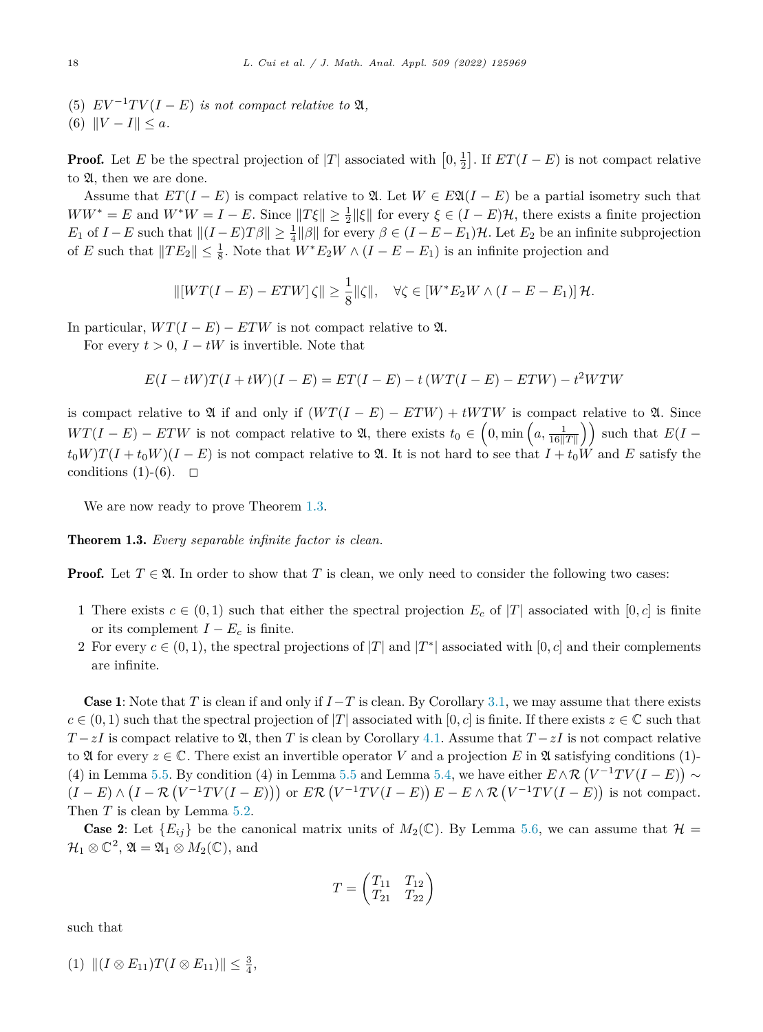(5) $EV^{-1}TV(I-E)$ *is not compact relative to* $\mathfrak{A}$,
(6) $\|V - I\| \leq a$.

**Proof.** Let $E$ be the spectral projection of $|T|$ associated with $\left[0, \frac{1}{2}\right]$. If $ET(I-E)$ is not compact relative to $\mathfrak{A}$, then we are done.

Assume that $ET(I-E)$ is compact relative to $\mathfrak{A}$. Let $W \in E\mathfrak{A}(I-E)$ be a partial isometry such that $WW^* = E$ and $W^*W = I - E$. Since $\|T\xi\| \geq \frac{1}{2}\|\xi\|$ for every $\xi \in (I-E)\mathcal{H}$, there exists a finite projection $E_1$ of $I - E$ such that $\|(I-E)T\beta\| \geq \frac{1}{4}\|\beta\|$ for every $\beta \in (I - E - E_1)\mathcal{H}$. Let $E_2$ be an infinite subprojection of $E$ such that $\|TE_2\| \leq \frac{1}{8}$. Note that $W^*E_2W \wedge (I - E - E_1)$ is an infinite projection and

$$\|[WT(I-E) - ETW]\,\zeta\| \geq \frac{1}{8}\|\zeta\|, \quad \forall \zeta \in [W^*E_2W \wedge (I - E - E_1)]\,\mathcal{H}.$$

In particular, $WT(I-E) - ETW$ is not compact relative to $\mathfrak{A}$.

For every $t > 0$, $I - tW$ is invertible. Note that

$$E(I - tW)T(I + tW)(I - E) = ET(I-E) - t\,(WT(I-E) - ETW) - t^2 WTW$$

is compact relative to $\mathfrak{A}$ if and only if $(WT(I-E) - ETW) + tWTW$ is compact relative to $\mathfrak{A}$. Since $WT(I-E) - ETW$ is not compact relative to $\mathfrak{A}$, there exists $t_0 \in \left(0, \min\left(a, \frac{1}{16\|T\|}\right)\right)$ such that $E(I - t_0W)T(I + t_0W)(I - E)$ is not compact relative to $\mathfrak{A}$. It is not hard to see that $I + t_0W$ and $E$ satisfy the conditions (1)-(6). $\square$

We are now ready to prove Theorem 1.3.

**Theorem 1.3.** *Every separable infinite factor is clean.*

**Proof.** Let $T \in \mathfrak{A}$. In order to show that $T$ is clean, we only need to consider the following two cases:

1. There exists $c \in (0, 1)$ such that either the spectral projection $E_c$ of $|T|$ associated with $[0, c]$ is finite or its complement $I - E_c$ is finite.
2. For every $c \in (0, 1)$, the spectral projections of $|T|$ and $|T^*|$ associated with $[0, c]$ and their complements are infinite.

**Case 1**: Note that $T$ is clean if and only if $I - T$ is clean. By Corollary 3.1, we may assume that there exists $c \in (0, 1)$ such that the spectral projection of $|T|$ associated with $[0, c]$ is finite. If there exists $z \in \mathbb{C}$ such that $T - zI$ is compact relative to $\mathfrak{A}$, then $T$ is clean by Corollary 4.1. Assume that $T - zI$ is not compact relative to $\mathfrak{A}$ for every $z \in \mathbb{C}$. There exist an invertible operator $V$ and a projection $E$ in $\mathfrak{A}$ satisfying conditions (1)-(4) in Lemma 5.5. By condition (4) in Lemma 5.5 and Lemma 5.4, we have either $E \wedge \mathcal{R}\left(V^{-1}TV(I-E)\right) \sim (I - E) \wedge \left(I - \mathcal{R}\left(V^{-1}TV(I-E)\right)\right)$ or $E\mathcal{R}\left(V^{-1}TV(I-E)\right)E - E \wedge \mathcal{R}\left(V^{-1}TV(I-E)\right)$ is not compact. Then $T$ is clean by Lemma 5.2.

**Case 2**: Let $\{E_{ij}\}$ be the canonical matrix units of $M_2(\mathbb{C})$. By Lemma 5.6, we can assume that $\mathcal{H} = \mathcal{H}_1 \otimes \mathbb{C}^2$, $\mathfrak{A} = \mathfrak{A}_1 \otimes M_2(\mathbb{C})$, and

$$T = \begin{pmatrix} T_{11} & T_{12} \\ T_{21} & T_{22} \end{pmatrix}$$

such that

(1) $\|(I \otimes E_{11})T(I \otimes E_{11})\| \leq \frac{3}{4}$,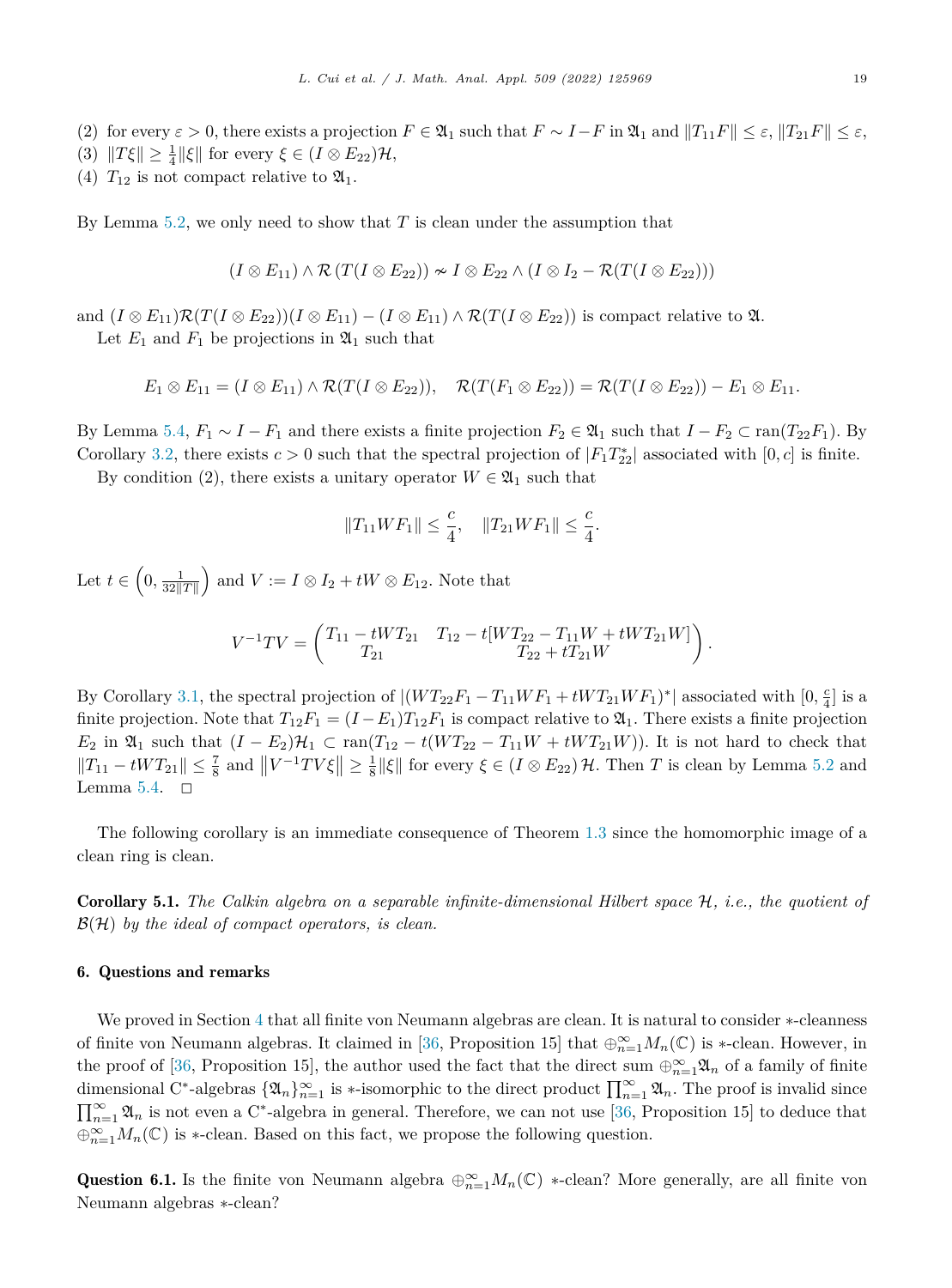(2) for every $\varepsilon > 0$, there exists a projection $F \in \mathfrak{A}_1$ such that $F \sim I - F$ in $\mathfrak{A}_1$ and $\|T_{11}F\| \le \varepsilon$, $\|T_{21}F\| \le \varepsilon$,
(3) $\|T\xi\| \ge \frac{1}{4}\|\xi\|$ for every $\xi \in (I \otimes E_{22})\mathcal{H}$,
(4) $T_{12}$ is not compact relative to $\mathfrak{A}_1$.

By Lemma 5.2, we only need to show that $T$ is clean under the assumption that

$$(I \otimes E_{11}) \wedge \mathcal{R}(T(I \otimes E_{22})) \nsim I \otimes E_{22} \wedge (I \otimes I_2 - \mathcal{R}(T(I \otimes E_{22})))$$

and $(I \otimes E_{11})\mathcal{R}(T(I \otimes E_{22}))(I \otimes E_{11}) - (I \otimes E_{11}) \wedge \mathcal{R}(T(I \otimes E_{22}))$ is compact relative to $\mathfrak{A}$.

Let $E_1$ and $F_1$ be projections in $\mathfrak{A}_1$ such that

$$E_1 \otimes E_{11} = (I \otimes E_{11}) \wedge \mathcal{R}(T(I \otimes E_{22})), \quad \mathcal{R}(T(F_1 \otimes E_{22})) = \mathcal{R}(T(I \otimes E_{22})) - E_1 \otimes E_{11}.$$

By Lemma 5.4, $F_1 \sim I - F_1$ and there exists a finite projection $F_2 \in \mathfrak{A}_1$ such that $I - F_2 \subset \operatorname{ran}(T_{22}F_1)$. By Corollary 3.2, there exists $c > 0$ such that the spectral projection of $|F_1 T_{22}^*|$ associated with $[0, c]$ is finite.

By condition (2), there exists a unitary operator $W \in \mathfrak{A}_1$ such that

$$\|T_{11}WF_1\| \le \frac{c}{4}, \quad \|T_{21}WF_1\| \le \frac{c}{4}.$$

Let $t \in \left(0, \frac{1}{32\|T\|}\right)$ and $V := I \otimes I_2 + tW \otimes E_{12}$. Note that

$$V^{-1}TV = \begin{pmatrix} T_{11} - tWT_{21} & T_{12} - t[WT_{22} - T_{11}W + tWT_{21}W] \\ T_{21} & T_{22} + tT_{21}W \end{pmatrix}.$$

By Corollary 3.1, the spectral projection of $|(WT_{22}F_1 - T_{11}WF_1 + tWT_{21}WF_1)^*|$ associated with $[0, \frac{c}{4}]$ is a finite projection. Note that $T_{12}F_1 = (I - E_1)T_{12}F_1$ is compact relative to $\mathfrak{A}_1$. There exists a finite projection $E_2$ in $\mathfrak{A}_1$ such that $(I - E_2)\mathcal{H}_1 \subset \operatorname{ran}(T_{12} - t(WT_{22} - T_{11}W + tWT_{21}W))$. It is not hard to check that $\|T_{11} - tWT_{21}\| \le \frac{7}{8}$ and $\left\|V^{-1}TV\xi\right\| \ge \frac{1}{8}\|\xi\|$ for every $\xi \in (I \otimes E_{22})\,\mathcal{H}$. Then $T$ is clean by Lemma 5.2 and Lemma 5.4. $\square$

The following corollary is an immediate consequence of Theorem 1.3 since the homomorphic image of a clean ring is clean.

**Corollary 5.1.** *The Calkin algebra on a separable infinite-dimensional Hilbert space $\mathcal{H}$, i.e., the quotient of $\mathcal{B}(\mathcal{H})$ by the ideal of compact operators, is clean.*

## 6. Questions and remarks

We proved in Section 4 that all finite von Neumann algebras are clean. It is natural to consider $*$-cleanness of finite von Neumann algebras. It claimed in [36, Proposition 15] that $\oplus_{n=1}^{\infty} M_n(\mathbb{C})$ is $*$-clean. However, in the proof of [36, Proposition 15], the author used the fact that the direct sum $\oplus_{n=1}^{\infty}\mathfrak{A}_n$ of a family of finite dimensional C$^*$-algebras $\{\mathfrak{A}_n\}_{n=1}^{\infty}$ is $*$-isomorphic to the direct product $\prod_{n=1}^{\infty}\mathfrak{A}_n$. The proof is invalid since $\prod_{n=1}^{\infty}\mathfrak{A}_n$ is not even a C$^*$-algebra in general. Therefore, we can not use [36, Proposition 15] to deduce that $\oplus_{n=1}^{\infty} M_n(\mathbb{C})$ is $*$-clean. Based on this fact, we propose the following question.

**Question 6.1.** Is the finite von Neumann algebra $\oplus_{n=1}^{\infty} M_n(\mathbb{C})$ $*$-clean? More generally, are all finite von Neumann algebras $*$-clean?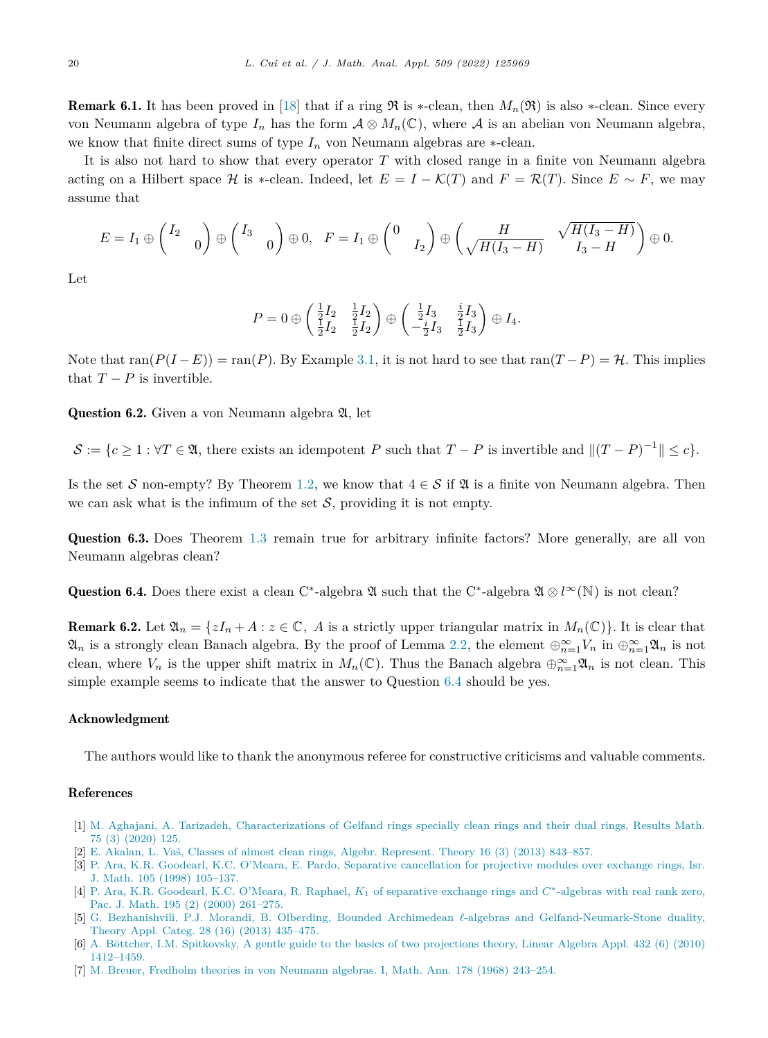**Remark 6.1.** It has been proved in [18] that if a ring $\mathfrak{R}$ is $*$-clean, then $M_n(\mathfrak{R})$ is also $*$-clean. Since every von Neumann algebra of type $I_n$ has the form $\mathcal{A} \otimes M_n(\mathbb{C})$, where $\mathcal{A}$ is an abelian von Neumann algebra, we know that finite direct sums of type $I_n$ von Neumann algebras are $*$-clean.

It is also not hard to show that every operator $T$ with closed range in a finite von Neumann algebra acting on a Hilbert space $\mathcal{H}$ is $*$-clean. Indeed, let $E = I - \mathcal{K}(T)$ and $F = \mathcal{R}(T)$. Since $E \sim F$, we may assume that

$$E = I_1 \oplus \begin{pmatrix} I_2 & \\ & 0 \end{pmatrix} \oplus \begin{pmatrix} I_3 & \\ & 0 \end{pmatrix} \oplus 0, \quad F = I_1 \oplus \begin{pmatrix} 0 & \\ & I_2 \end{pmatrix} \oplus \begin{pmatrix} H & \sqrt{H(I_3 - H)} \\ \sqrt{H(I_3 - H)} & I_3 - H \end{pmatrix} \oplus 0.$$

Let

$$P = 0 \oplus \begin{pmatrix} \frac{1}{2}I_2 & \frac{1}{2}I_2 \\ \frac{1}{2}I_2 & \frac{1}{2}I_2 \end{pmatrix} \oplus \begin{pmatrix} \frac{1}{2}I_3 & \frac{i}{2}I_3 \\ -\frac{i}{2}I_3 & \frac{1}{2}I_3 \end{pmatrix} \oplus I_4.$$

Note that $\operatorname{ran}(P(I-E)) = \operatorname{ran}(P)$. By Example 3.1, it is not hard to see that $\operatorname{ran}(T-P) = \mathcal{H}$. This implies that $T - P$ is invertible.

**Question 6.2.** Given a von Neumann algebra $\mathfrak{A}$, let

$$\mathcal{S} := \{c \geq 1 : \forall T \in \mathfrak{A}, \text{ there exists an idempotent } P \text{ such that } T - P \text{ is invertible and } \|(T-P)^{-1}\| \leq c\}.$$

Is the set $\mathcal{S}$ non-empty? By Theorem 1.2, we know that $4 \in \mathcal{S}$ if $\mathfrak{A}$ is a finite von Neumann algebra. Then we can ask what is the infimum of the set $\mathcal{S}$, providing it is not empty.

**Question 6.3.** Does Theorem 1.3 remain true for arbitrary infinite factors? More generally, are all von Neumann algebras clean?

**Question 6.4.** Does there exist a clean C$^*$-algebra $\mathfrak{A}$ such that the C$^*$-algebra $\mathfrak{A} \otimes l^\infty(\mathbb{N})$ is not clean?

**Remark 6.2.** Let $\mathfrak{A}_n = \{zI_n + A : z \in \mathbb{C},\ A \text{ is a strictly upper triangular matrix in } M_n(\mathbb{C})\}$. It is clear that $\mathfrak{A}_n$ is a strongly clean Banach algebra. By the proof of Lemma 2.2, the element $\oplus_{n=1}^\infty V_n$ in $\oplus_{n=1}^\infty \mathfrak{A}_n$ is not clean, where $V_n$ is the upper shift matrix in $M_n(\mathbb{C})$. Thus the Banach algebra $\oplus_{n=1}^\infty \mathfrak{A}_n$ is not clean. This simple example seems to indicate that the answer to Question 6.4 should be yes.

## Acknowledgment

The authors would like to thank the anonymous referee for constructive criticisms and valuable comments.

## References

[1] M. Aghajani, A. Tarizadeh, Characterizations of Gelfand rings specially clean rings and their dual rings, Results Math. 75 (3) (2020) 125.

[2] E. Akalan, L. Vaš, Classes of almost clean rings, Algebr. Represent. Theory 16 (3) (2013) 843–857.

[3] P. Ara, K.R. Goodearl, K.C. O'Meara, E. Pardo, Separative cancellation for projective modules over exchange rings, Isr. J. Math. 105 (1998) 105–137.

[4] P. Ara, K.R. Goodearl, K.C. O'Meara, R. Raphael, $K_1$ of separative exchange rings and $C^*$-algebras with real rank zero, Pac. J. Math. 195 (2) (2000) 261–275.

[5] G. Bezhanishvili, P.J. Morandi, B. Olberding, Bounded Archimedean $\ell$-algebras and Gelfand-Neumark-Stone duality, Theory Appl. Categ. 28 (16) (2013) 435–475.

[6] A. Böttcher, I.M. Spitkovsky, A gentle guide to the basics of two projections theory, Linear Algebra Appl. 432 (6) (2010) 1412–1459.

[7] M. Breuer, Fredholm theories in von Neumann algebras. I, Math. Ann. 178 (1968) 243–254.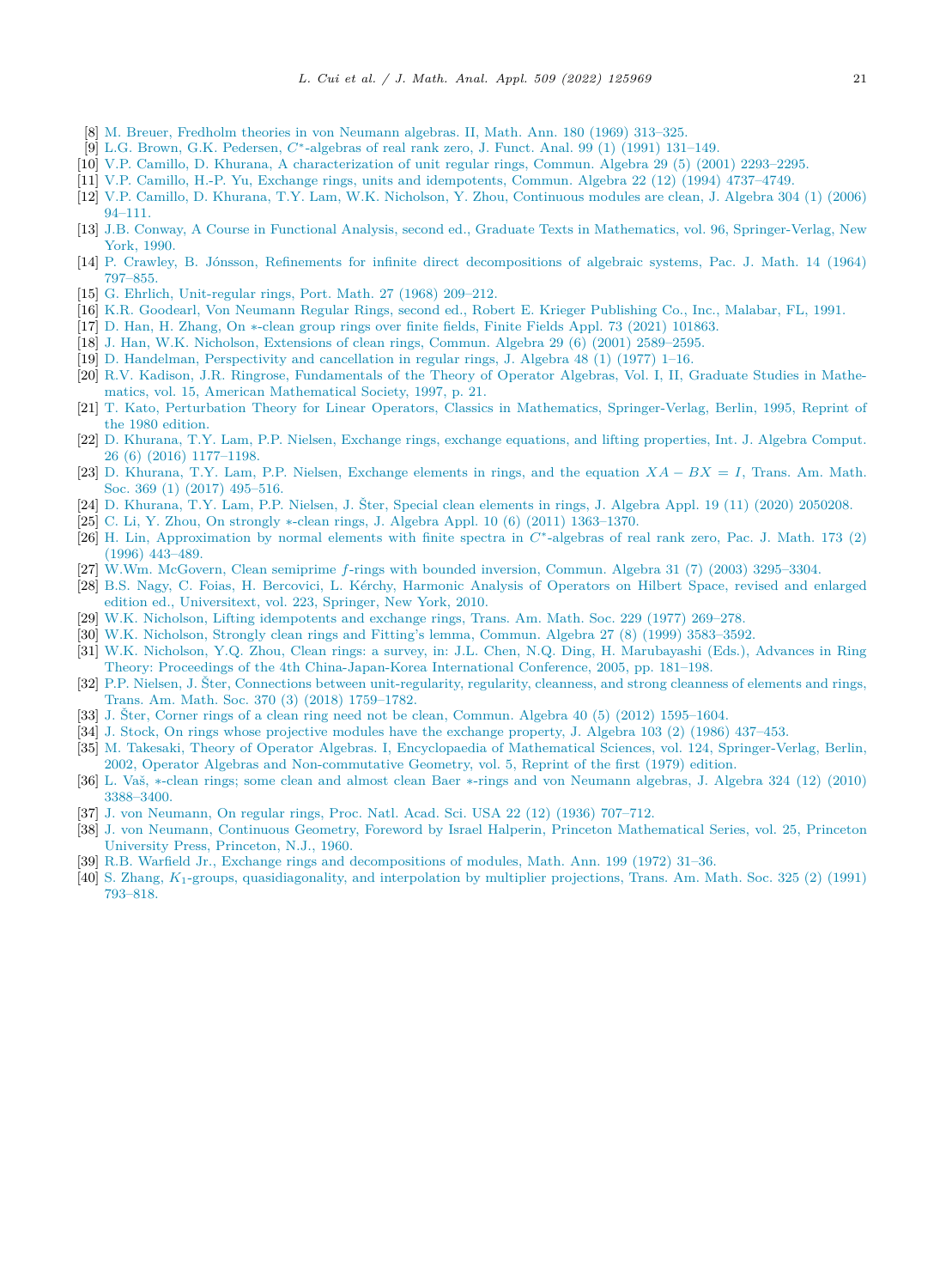[8] M. Breuer, Fredholm theories in von Neumann algebras. II, Math. Ann. 180 (1969) 313–325.

[9] L.G. Brown, G.K. Pedersen, $C^*$-algebras of real rank zero, J. Funct. Anal. 99 (1) (1991) 131–149.

[10] V.P. Camillo, D. Khurana, A characterization of unit regular rings, Commun. Algebra 29 (5) (2001) 2293–2295.

[11] V.P. Camillo, H.-P. Yu, Exchange rings, units and idempotents, Commun. Algebra 22 (12) (1994) 4737–4749.

[12] V.P. Camillo, D. Khurana, T.Y. Lam, W.K. Nicholson, Y. Zhou, Continuous modules are clean, J. Algebra 304 (1) (2006) 94–111.

[13] J.B. Conway, A Course in Functional Analysis, second ed., Graduate Texts in Mathematics, vol. 96, Springer-Verlag, New York, 1990.

[14] P. Crawley, B. Jónsson, Refinements for infinite direct decompositions of algebraic systems, Pac. J. Math. 14 (1964) 797–855.

[15] G. Ehrlich, Unit-regular rings, Port. Math. 27 (1968) 209–212.

[16] K.R. Goodearl, Von Neumann Regular Rings, second ed., Robert E. Krieger Publishing Co., Inc., Malabar, FL, 1991.

[17] D. Han, H. Zhang, On $*$-clean group rings over finite fields, Finite Fields Appl. 73 (2021) 101863.

[18] J. Han, W.K. Nicholson, Extensions of clean rings, Commun. Algebra 29 (6) (2001) 2589–2595.

[19] D. Handelman, Perspectivity and cancellation in regular rings, J. Algebra 48 (1) (1977) 1–16.

[20] R.V. Kadison, J.R. Ringrose, Fundamentals of the Theory of Operator Algebras, Vol. I, II, Graduate Studies in Mathematics, vol. 15, American Mathematical Society, 1997, p. 21.

[21] T. Kato, Perturbation Theory for Linear Operators, Classics in Mathematics, Springer-Verlag, Berlin, 1995, Reprint of the 1980 edition.

[22] D. Khurana, T.Y. Lam, P.P. Nielsen, Exchange rings, exchange equations, and lifting properties, Int. J. Algebra Comput. 26 (6) (2016) 1177–1198.

[23] D. Khurana, T.Y. Lam, P.P. Nielsen, Exchange elements in rings, and the equation $XA - BX = I$, Trans. Am. Math. Soc. 369 (1) (2017) 495–516.

[24] D. Khurana, T.Y. Lam, P.P. Nielsen, J. Šter, Special clean elements in rings, J. Algebra Appl. 19 (11) (2020) 2050208.

[25] C. Li, Y. Zhou, On strongly $*$-clean rings, J. Algebra Appl. 10 (6) (2011) 1363–1370.

[26] H. Lin, Approximation by normal elements with finite spectra in $C^*$-algebras of real rank zero, Pac. J. Math. 173 (2) (1996) 443–489.

[27] W.Wm. McGovern, Clean semiprime $f$-rings with bounded inversion, Commun. Algebra 31 (7) (2003) 3295–3304.

[28] B.S. Nagy, C. Foias, H. Bercovici, L. Kérchy, Harmonic Analysis of Operators on Hilbert Space, revised and enlarged edition ed., Universitext, vol. 223, Springer, New York, 2010.

[29] W.K. Nicholson, Lifting idempotents and exchange rings, Trans. Am. Math. Soc. 229 (1977) 269–278.

[30] W.K. Nicholson, Strongly clean rings and Fitting's lemma, Commun. Algebra 27 (8) (1999) 3583–3592.

[31] W.K. Nicholson, Y.Q. Zhou, Clean rings: a survey, in: J.L. Chen, N.Q. Ding, H. Marubayashi (Eds.), Advances in Ring Theory: Proceedings of the 4th China-Japan-Korea International Conference, 2005, pp. 181–198.

[32] P.P. Nielsen, J. Šter, Connections between unit-regularity, regularity, cleanness, and strong cleanness of elements and rings, Trans. Am. Math. Soc. 370 (3) (2018) 1759–1782.

[33] J. Šter, Corner rings of a clean ring need not be clean, Commun. Algebra 40 (5) (2012) 1595–1604.

[34] J. Stock, On rings whose projective modules have the exchange property, J. Algebra 103 (2) (1986) 437–453.

[35] M. Takesaki, Theory of Operator Algebras. I, Encyclopaedia of Mathematical Sciences, vol. 124, Springer-Verlag, Berlin, 2002, Operator Algebras and Non-commutative Geometry, vol. 5, Reprint of the first (1979) edition.

[36] L. Vaš, $*$-clean rings; some clean and almost clean Baer $*$-rings and von Neumann algebras, J. Algebra 324 (12) (2010) 3388–3400.

[37] J. von Neumann, On regular rings, Proc. Natl. Acad. Sci. USA 22 (12) (1936) 707–712.

[38] J. von Neumann, Continuous Geometry, Foreword by Israel Halperin, Princeton Mathematical Series, vol. 25, Princeton University Press, Princeton, N.J., 1960.

[39] R.B. Warfield Jr., Exchange rings and decompositions of modules, Math. Ann. 199 (1972) 31–36.

[40] S. Zhang, $K_1$-groups, quasidiagonality, and interpolation by multiplier projections, Trans. Am. Math. Soc. 325 (2) (1991) 793–818.